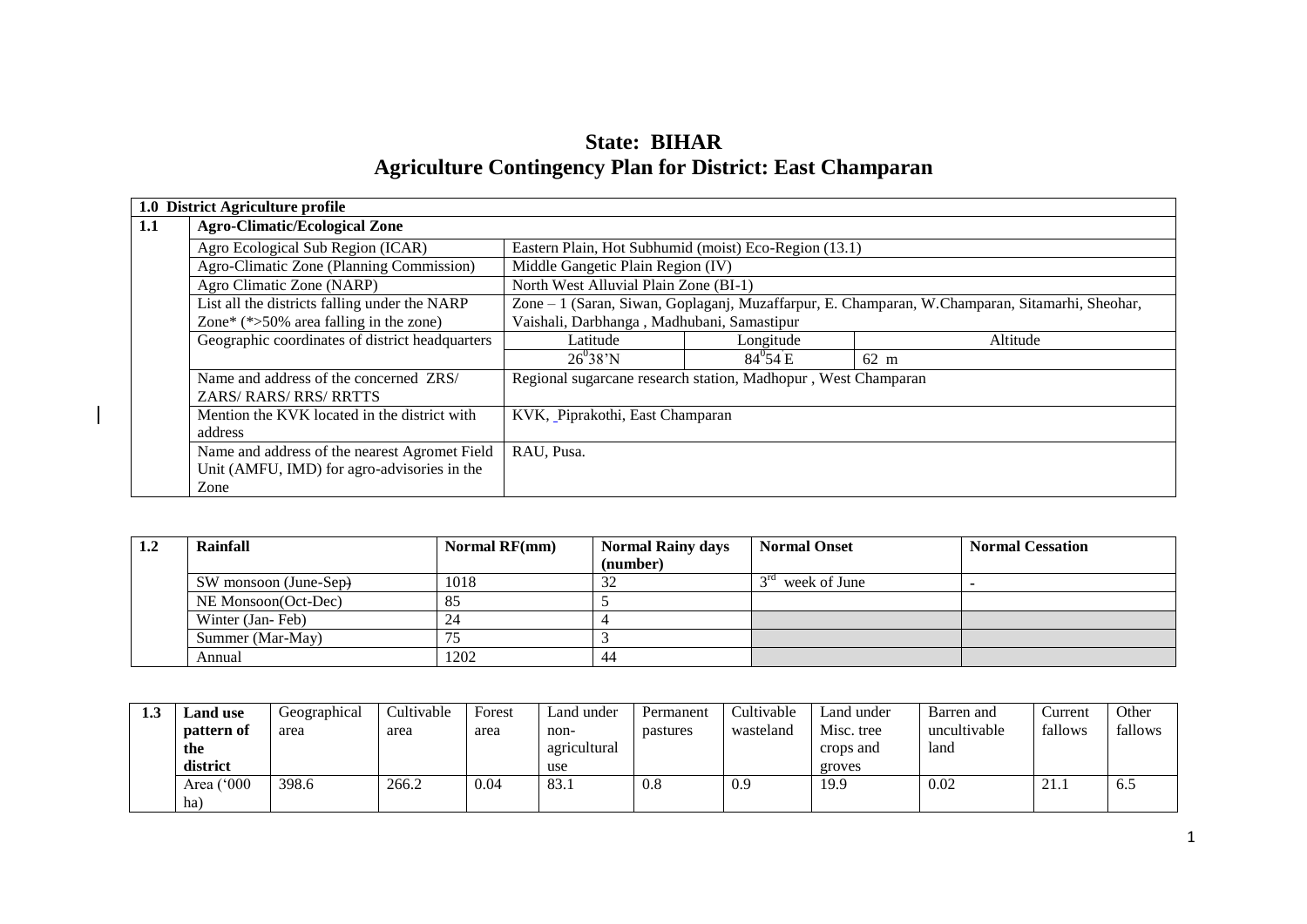# State: BIHAR

# Agriculture Contingency Plan for District: East Champaran

| **1.0 District Agriculture profile** | | | | |
|---|---|---|---|---|
| **1.1** | **Agro-Climatic/Ecological Zone** | | | |
| | Agro Ecological Sub Region (ICAR) | Eastern Plain, Hot Subhumid (moist) Eco-Region (13.1) | | |
| | Agro-Climatic Zone (Planning Commission) | Middle Gangetic Plain Region (IV) | | |
| | Agro Climatic Zone (NARP) | North West Alluvial Plain Zone (BI-1) | | |
| | List all the districts falling under the NARP Zone* (*>50% area falling in the zone) | Zone – 1 (Saran, Siwan, Goplaganj, Muzaffarpur, E. Champaran, W.Champaran, Sitamarhi, Sheohar, Vaishali, Darbhanga , Madhubani, Samastipur | | |
| | Geographic coordinates of district headquarters | Latitude | Longitude | Altitude |
| | | $26^0 38$'N | $84^0 54$ E | 62 m |
| | Name and address of the concerned ZRS/ ZARS/ RARS/ RRS/ RRTTS | Regional sugarcane research station, Madhopur , West Champaran | | |
| | Mention the KVK located in the district with address | KVK, Piprakothi, East Champaran | | |
| | Name and address of the nearest Agromet Field Unit (AMFU, IMD) for agro-advisories in the Zone | RAU, Pusa. | | |

| 1.2 | Rainfall | Normal RF(mm) | Normal Rainy days (number) | Normal Onset | Normal Cessation |
|---|---|---|---|---|---|
| | SW monsoon (June-Sep) | 1018 | 32 | 3rd week of June | - |
| | NE Monsoon(Oct-Dec) | 85 | 5 | | |
| | Winter (Jan- Feb) | 24 | 4 | | |
| | Summer (Mar-May) | 75 | 3 | | |
| | Annual | 1202 | 44 | | |

| 1.3 | Land use pattern of the district | Geographical area | Cultivable area | Forest area | Land under non-agricultural use | Permanent pastures | Cultivable wasteland | Land under Misc. tree crops and groves | Barren and uncultivable land | Current fallows | Other fallows |
|---|---|---|---|---|---|---|---|---|---|---|---|
| | Area ('000 ha) | 398.6 | 266.2 | 0.04 | 83.1 | 0.8 | 0.9 | 19.9 | 0.02 | 21.1 | 6.5 |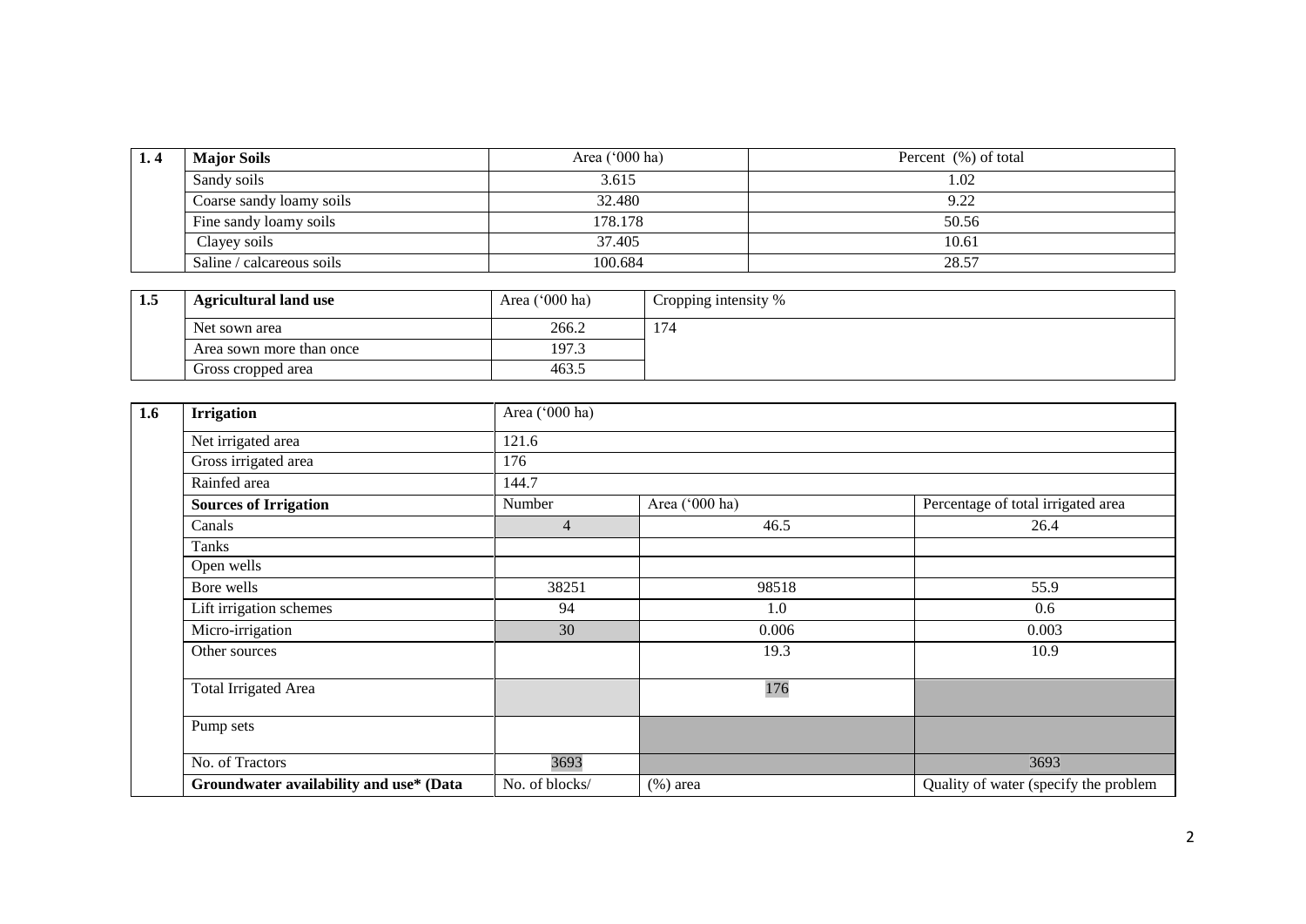| 1. 4 | Major Soils | Area ('000 ha) | Percent (%) of total |
|---|---|---|---|
| | Sandy soils | 3.615 | 1.02 |
| | Coarse sandy loamy soils | 32.480 | 9.22 |
| | Fine sandy loamy soils | 178.178 | 50.56 |
| | Clayey soils | 37.405 | 10.61 |
| | Saline / calcareous soils | 100.684 | 28.57 |

| 1.5 | Agricultural land use | Area ('000 ha) | Cropping intensity % |
|---|---|---|---|
| | Net sown area | 266.2 | 174 |
| | Area sown more than once | 197.3 | |
| | Gross cropped area | 463.5 | |

| 1.6 | Irrigation | Area ('000 ha) | | |
|---|---|---|---|---|
| | Net irrigated area | 121.6 | | |
| | Gross irrigated area | 176 | | |
| | Rainfed area | 144.7 | | |
| | **Sources of Irrigation** | Number | Area ('000 ha) | Percentage of total irrigated area |
| | Canals | 4 | 46.5 | 26.4 |
| | Tanks | | | |
| | Open wells | | | |
| | Bore wells | 38251 | 98518 | 55.9 |
| | Lift irrigation schemes | 94 | 1.0 | 0.6 |
| | Micro-irrigation | 30 | 0.006 | 0.003 |
| | Other sources | | 19.3 | 10.9 |
| | Total Irrigated Area | | 176 | |
| | Pump sets | | | |
| | No. of Tractors | 3693 | | 3693 |
| | **Groundwater availability and use* (Data** | No. of blocks/ | (%) area | Quality of water (specify the problem |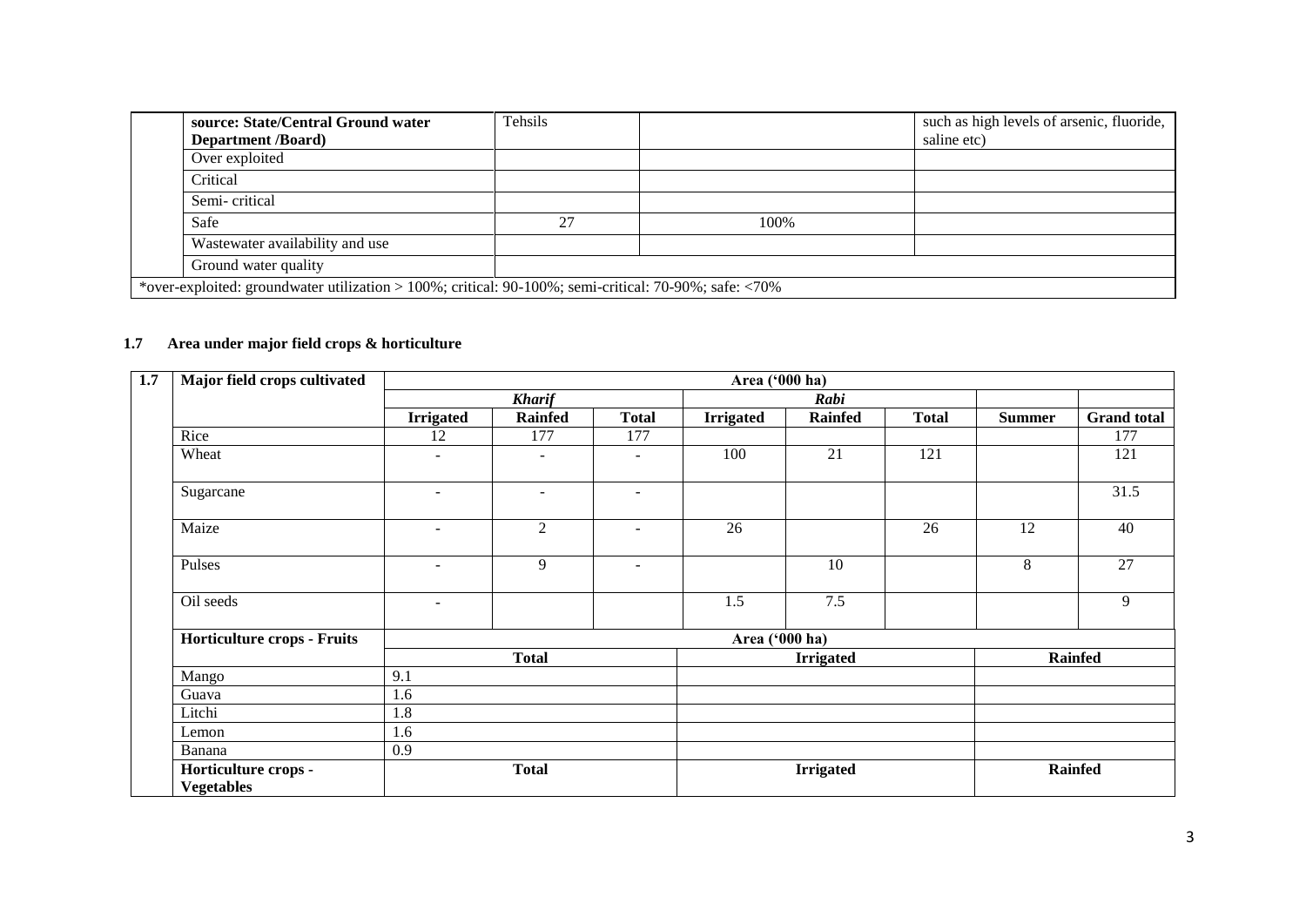| | source: State/Central Ground water Department /Board) | Tehsils | | such as high levels of arsenic, fluoride, saline etc) |
|---|---|---|---|---|
| | Over exploited | | | |
| | Critical | | | |
| | Semi- critical | | | |
| | Safe | 27 | 100% | |
| | Wastewater availability and use | | | |
| | Ground water quality | | | |
| *over-exploited: groundwater utilization > 100%; critical: 90-100%; semi-critical: 70-90%; safe: <70% | | | | |

### 1.7 Area under major field crops & horticulture

| 1.7 | Major field crops cultivated | Area ('000 ha) | | | | | | | |
|---|---|---|---|---|---|---|---|---|---|
| | | *Kharif* | | | *Rabi* | | | | |
| | | **Irrigated** | **Rainfed** | **Total** | **Irrigated** | **Rainfed** | **Total** | **Summer** | **Grand total** |
| | Rice | 12 | 177 | 177 | | | | | 177 |
| | Wheat | - | - | - | 100 | 21 | 121 | | 121 |
| | Sugarcane | - | - | - | | | | | 31.5 |
| | Maize | - | 2 | - | 26 | | 26 | 12 | 40 |
| | Pulses | - | 9 | - | | 10 | | 8 | 27 |
| | Oil seeds | - | | | 1.5 | 7.5 | | | 9 |
| | **Horticulture crops - Fruits** | Area ('000 ha) | | | | | | | |
| | | **Total** | | | **Irrigated** | | | **Rainfed** | |
| | Mango | 9.1 | | | | | | | |
| | Guava | 1.6 | | | | | | | |
| | Litchi | 1.8 | | | | | | | |
| | Lemon | 1.6 | | | | | | | |
| | Banana | 0.9 | | | | | | | |
| | **Horticulture crops - Vegetables** | **Total** | | | **Irrigated** | | | **Rainfed** | |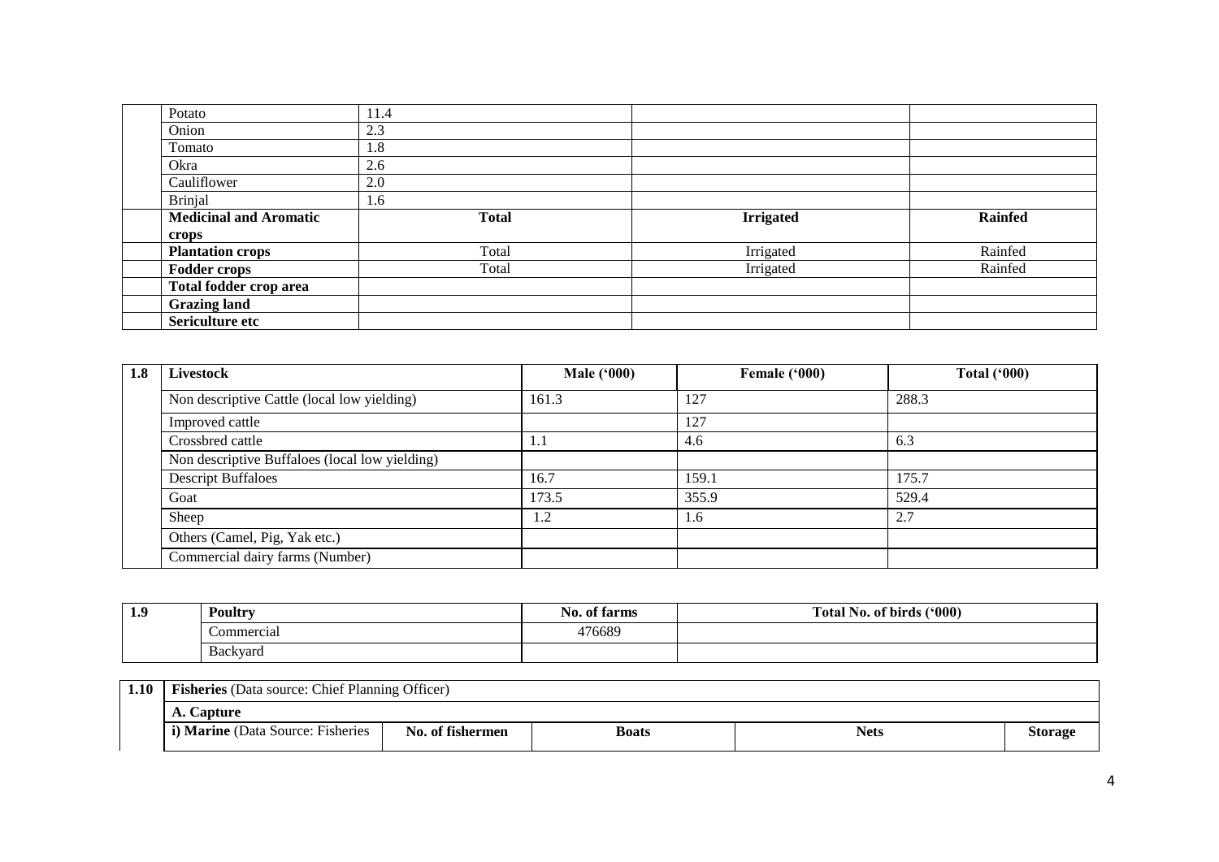| | | | | |
|---|---|---|---|---|
| | Potato | 11.4 | | |
| | Onion | 2.3 | | |
| | Tomato | 1.8 | | |
| | Okra | 2.6 | | |
| | Cauliflower | 2.0 | | |
| | Brinjal | 1.6 | | |
| | **Medicinal and Aromatic crops** | **Total** | **Irrigated** | **Rainfed** |
| | **Plantation crops** | Total | Irrigated | Rainfed |
| | **Fodder crops** | Total | Irrigated | Rainfed |
| | **Total fodder crop area** | | | |
| | **Grazing land** | | | |
| | **Sericulture etc** | | | |

| 1.8 | Livestock | Male ('000) | Female ('000) | Total ('000) |
|---|---|---|---|---|
| | Non descriptive Cattle (local low yielding) | 161.3 | 127 | 288.3 |
| | Improved cattle | | 127 | |
| | Crossbred cattle | 1.1 | 4.6 | 6.3 |
| | Non descriptive Buffaloes (local low yielding) | | | |
| | Descript Buffaloes | 16.7 | 159.1 | 175.7 |
| | Goat | 173.5 | 355.9 | 529.4 |
| | Sheep | 1.2 | 1.6 | 2.7 |
| | Others (Camel, Pig, Yak etc.) | | | |
| | Commercial dairy farms (Number) | | | |

| 1.9 | Poultry | No. of farms | Total No. of birds ('000) |
|---|---|---|---|
| | Commercial | 476689 | |
| | Backyard | | |

| 1.10 | **Fisheries** (Data source: Chief Planning Officer) | | | | |
|---|---|---|---|---|---|
| | **A. Capture** | | | | |
| | **i) Marine** (Data Source: Fisheries | **No. of fishermen** | **Boats** | **Nets** | **Storage** |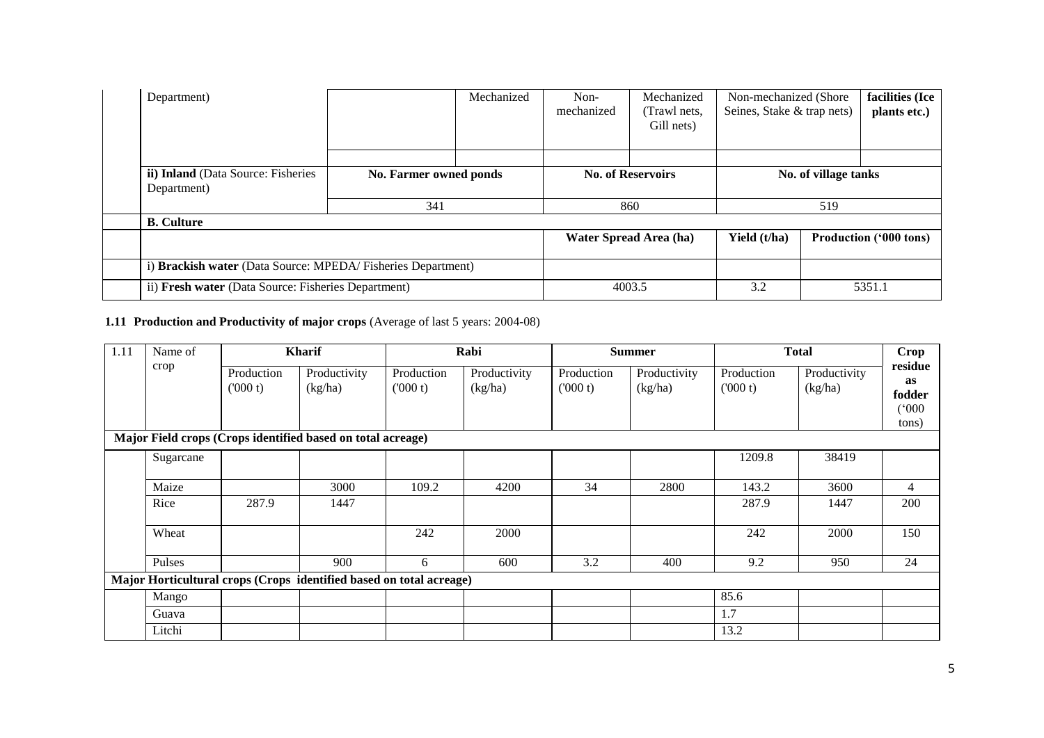| | Department) | | Mechanized | Non-mechanized | Mechanized (Trawl nets, Gill nets) | Non-mechanized (Shore Seines, Stake & trap nets) | facilities (Ice plants etc.) |
|---|---|---|---|---|---|---|---|
| | | | | | | | |
| | ii) Inland (Data Source: Fisheries Department) | No. Farmer owned ponds | | No. of Reservoirs | | No. of village tanks | |
| | | 341 | | 860 | | 519 | |
| | **B. Culture** | | | | | | |
| | | | | Water Spread Area (ha) | | Yield (t/ha) | Production ('000 tons) |
| | i) **Brackish water** (Data Source: MPEDA/ Fisheries Department) | | | | | | |
| | ii) **Fresh water** (Data Source: Fisheries Department) | | | 4003.5 | | 3.2 | 5351.1 |

**1.11 Production and Productivity of major crops** (Average of last 5 years: 2004-08)

| 1.11 | Name of crop | Kharif | | Rabi | | Summer | | Total | | Crop residue as fodder ('000 tons) |
|---|---|---|---|---|---|---|---|---|---|---|
| | | Production ('000 t) | Productivity (kg/ha) | Production ('000 t) | Productivity (kg/ha) | Production ('000 t) | Productivity (kg/ha) | Production ('000 t) | Productivity (kg/ha) | |
| **Major Field crops (Crops identified based on total acreage)** | | | | | | | | | | |
| | Sugarcane | | | | | | | 1209.8 | 38419 | |
| | Maize | | 3000 | 109.2 | 4200 | 34 | 2800 | 143.2 | 3600 | 4 |
| | Rice | 287.9 | 1447 | | | | | 287.9 | 1447 | 200 |
| | Wheat | | | 242 | 2000 | | | 242 | 2000 | 150 |
| | Pulses | | 900 | 6 | 600 | 3.2 | 400 | 9.2 | 950 | 24 |
| **Major Horticultural crops (Crops identified based on total acreage)** | | | | | | | | | | |
| | Mango | | | | | | | 85.6 | | |
| | Guava | | | | | | | 1.7 | | |
| | Litchi | | | | | | | 13.2 | | |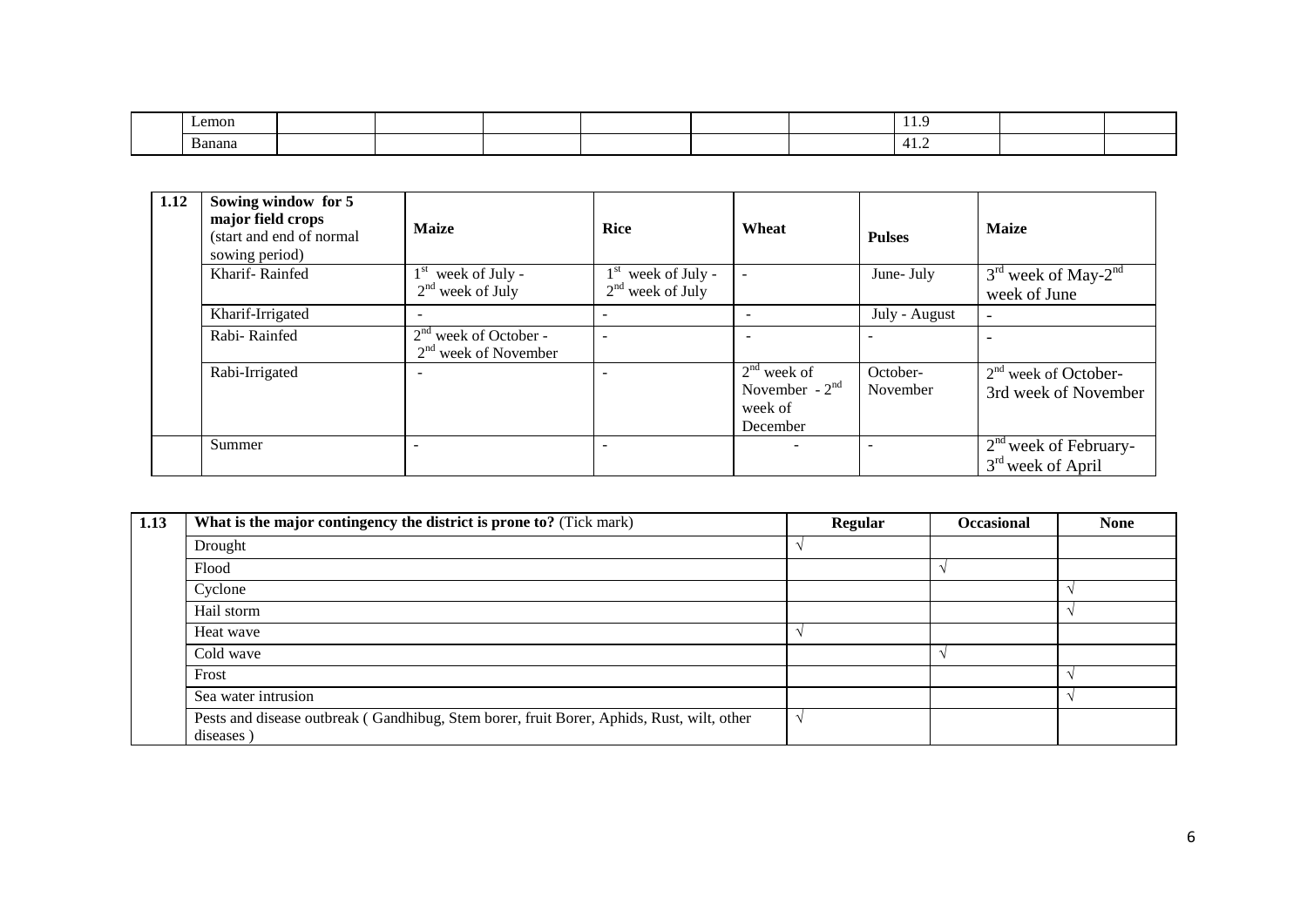| | | | | | | | | | | |
|---|---|---|---|---|---|---|---|---|---|---|
| | Lemon | | | | | | | 11.9 | | |
| | Banana | | | | | | | 41.2 | | |

| 1.12 | Sowing window for 5 major field crops (start and end of normal sowing period) | Maize | Rice | Wheat | Pulses | Maize |
|---|---|---|---|---|---|---|
| | Kharif- Rainfed | 1st week of July - 2nd week of July | 1st week of July - 2nd week of July | - | June- July | 3rd week of May-2nd week of June |
| | Kharif-Irrigated | - | - | - | July - August | - |
| | Rabi- Rainfed | 2nd week of October - 2nd week of November | - | - | - | - |
| | Rabi-Irrigated | - | - | 2nd week of November - 2nd week of December | October-November | 2nd week of October-3rd week of November |
| | Summer | - | - | - | - | 2nd week of February-3rd week of April |

| 1.13 | What is the major contingency the district is prone to? (Tick mark) | Regular | Occasional | None |
|---|---|---|---|---|
| | Drought | √ | | |
| | Flood | | √ | |
| | Cyclone | | | √ |
| | Hail storm | | | √ |
| | Heat wave | √ | | |
| | Cold wave | | √ | |
| | Frost | | | √ |
| | Sea water intrusion | | | √ |
| | Pests and disease outbreak ( Gandhibug, Stem borer, fruit Borer, Aphids, Rust, wilt, other diseases ) | √ | | |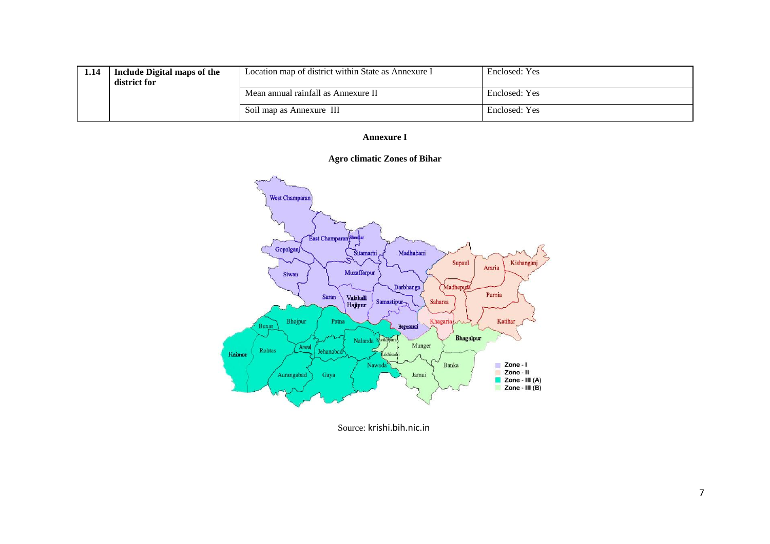| 1.14 | Include Digital maps of the district for | Location map of district within State as Annexure I | Enclosed: Yes |
|---|---|---|---|
| | | Mean annual rainfall as Annexure II | Enclosed: Yes |
| | | Soil map as Annexure III | Enclosed: Yes |

**Annexure I**

**Agro climatic Zones of Bihar**

Source: krishi.bih.nic.in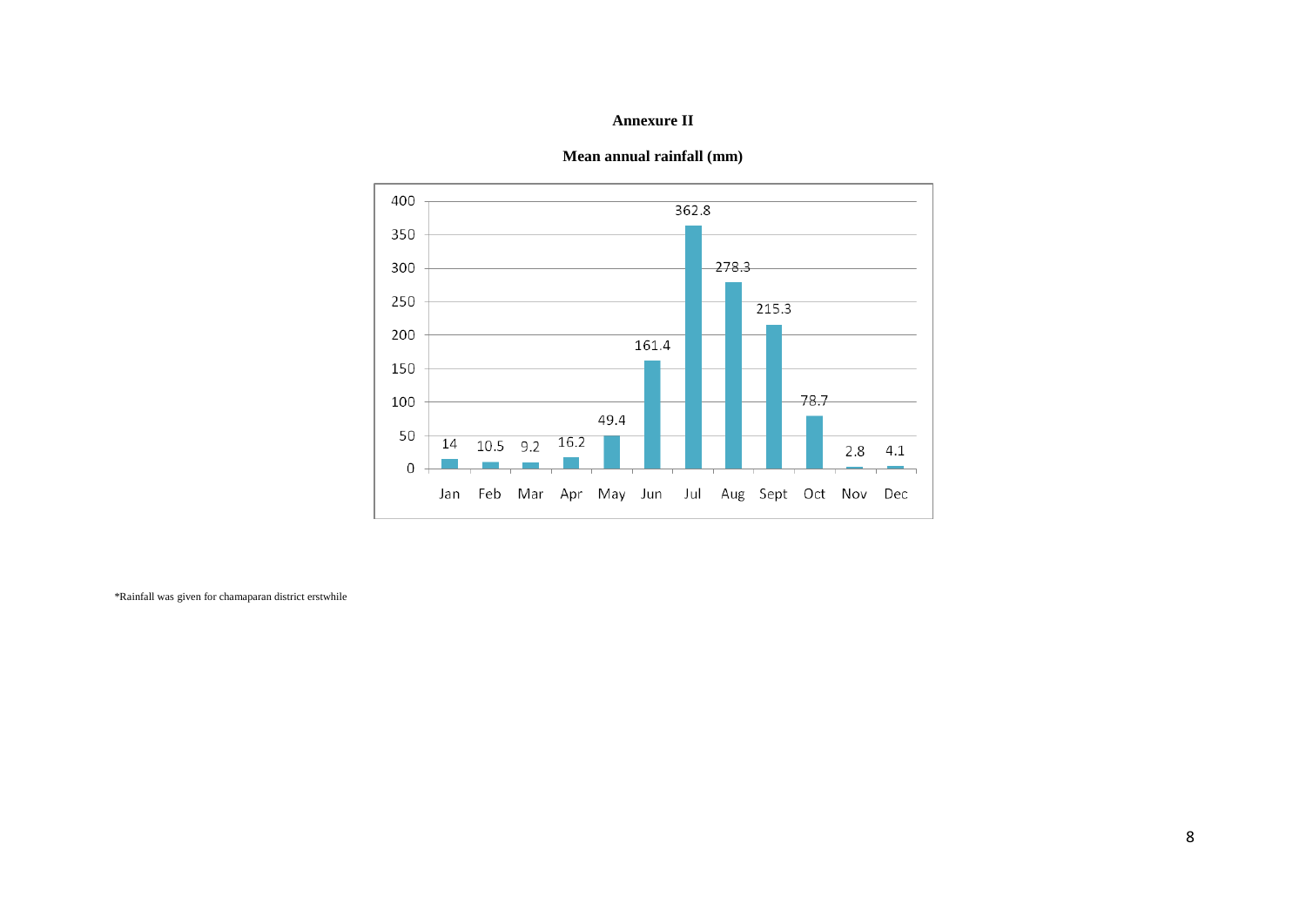# Annexure II

## Mean annual rainfall (mm)

| Month | Rainfall (mm) |
|---|---|
| Jan | 14 |
| Feb | 10.5 |
| Mar | 9.2 |
| Apr | 16.2 |
| May | 49.4 |
| Jun | 161.4 |
| Jul | 362.8 |
| Aug | 278.3 |
| Sept | 215.3 |
| Oct | 78.7 |
| Nov | 2.8 |
| Dec | 4.1 |

*Rainfall was given for chamaparan district erstwhile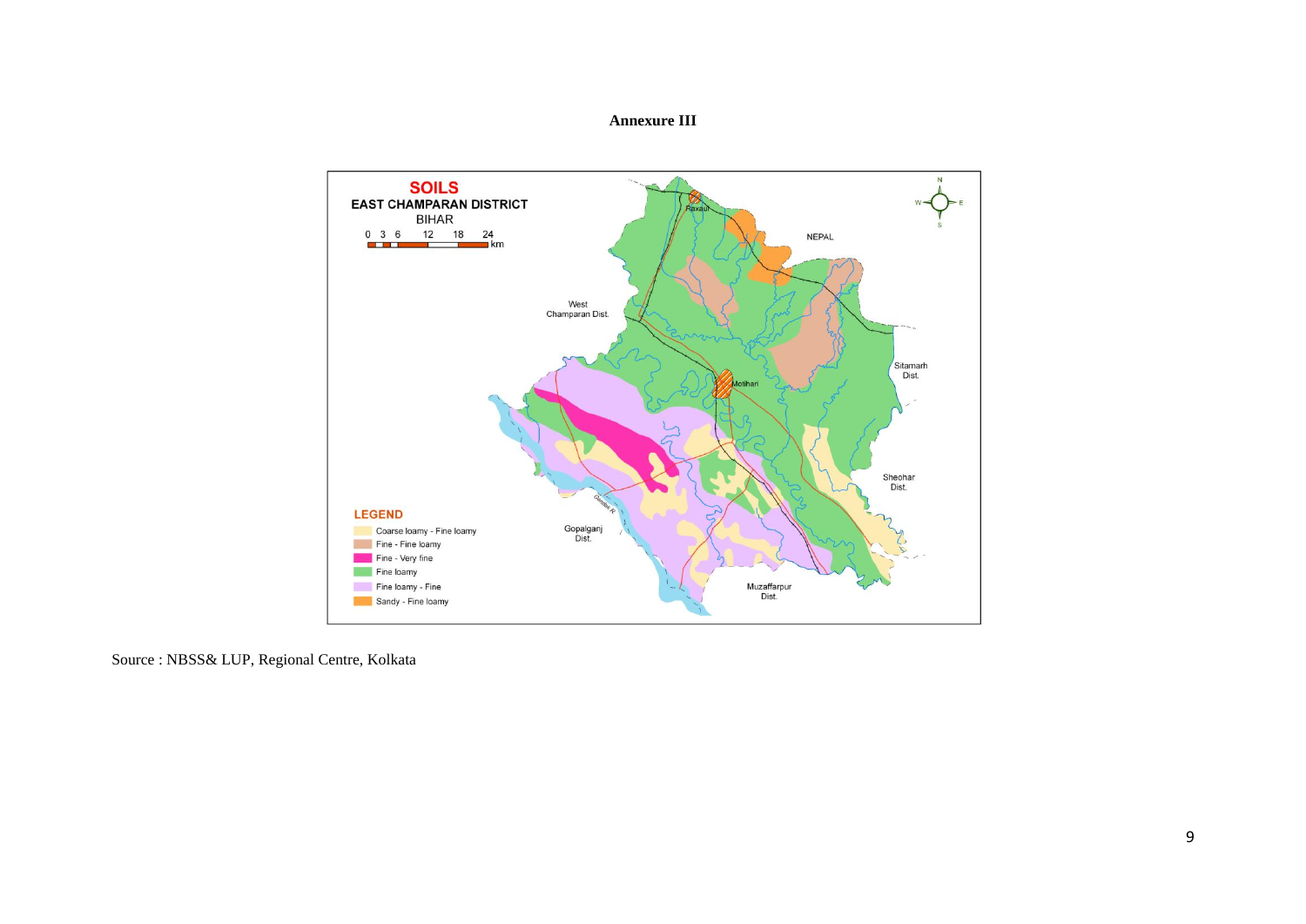**Annexure III**

**SOILS**
**EAST CHAMPARAN DISTRICT**
BIHAR

0 3 6 12 18 24 km

NEPAL

West Champaran Dist.

Raxaul

Motihari

Sitamarh Dist.

Sheohar Dist.

Gopalganj Dist.

Muzaffarpur Dist.

Gandak R.

**LEGEND**

- Coarse loamy - Fine loamy
- Fine - Fine loamy
- Fine - Very fine
- Fine loamy
- Fine loamy - Fine
- Sandy - Fine loamy

Source : NBSS& LUP, Regional Centre, Kolkata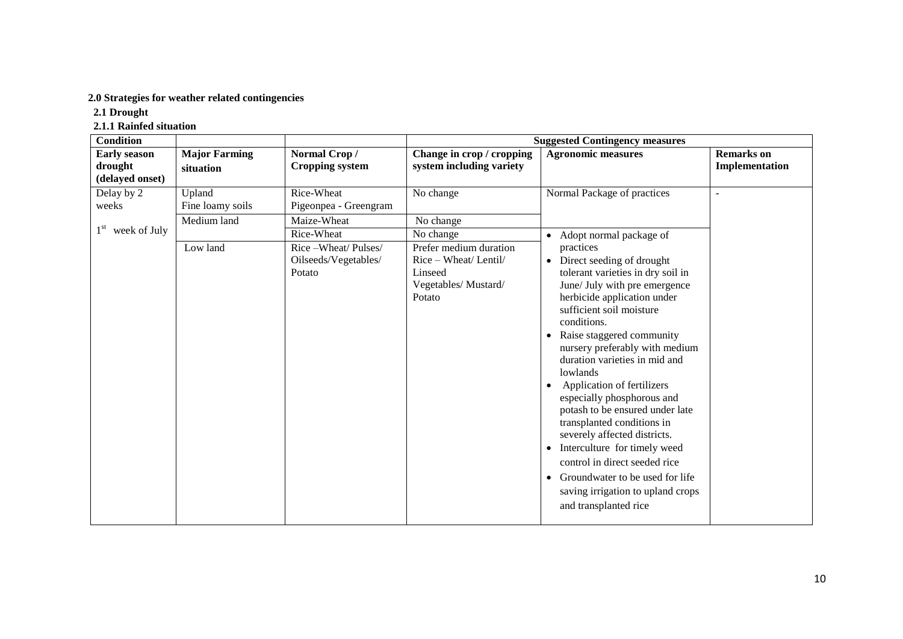**2.0 Strategies for weather related contingencies**

**2.1 Drought**

**2.1.1 Rainfed situation**

| Condition | | | Suggested Contingency measures | | |
|---|---|---|---|---|---|
| **Early season drought (delayed onset)** | **Major Farming situation** | **Normal Crop / Cropping system** | **Change in crop / cropping system including variety** | **Agronomic measures** | **Remarks on Implementation** |
| Delay by 2 weeks<br><br>1st week of July | Upland<br>Fine loamy soils | Rice-Wheat<br>Pigeonpea - Greengram | No change | Normal Package of practices | - |
| | Medium land | Maize-Wheat | No change | | |
| | | Rice-Wheat | No change | • Adopt normal package of practices<br>• Direct seeding of drought tolerant varieties in dry soil in June/ July with pre emergence herbicide application under sufficient soil moisture conditions.<br>• Raise staggered community nursery preferably with medium duration varieties in mid and lowlands<br>• Application of fertilizers especially phosphorous and potash to be ensured under late transplanted conditions in severely affected districts.<br>• Interculture for timely weed control in direct seeded rice<br>• Groundwater to be used for life saving irrigation to upland crops and transplanted rice | |
| | Low land | Rice –Wheat/ Pulses/ Oilseeds/Vegetables/ Potato | Prefer medium duration Rice – Wheat/ Lentil/ Linseed Vegetables/ Mustard/ Potato | | |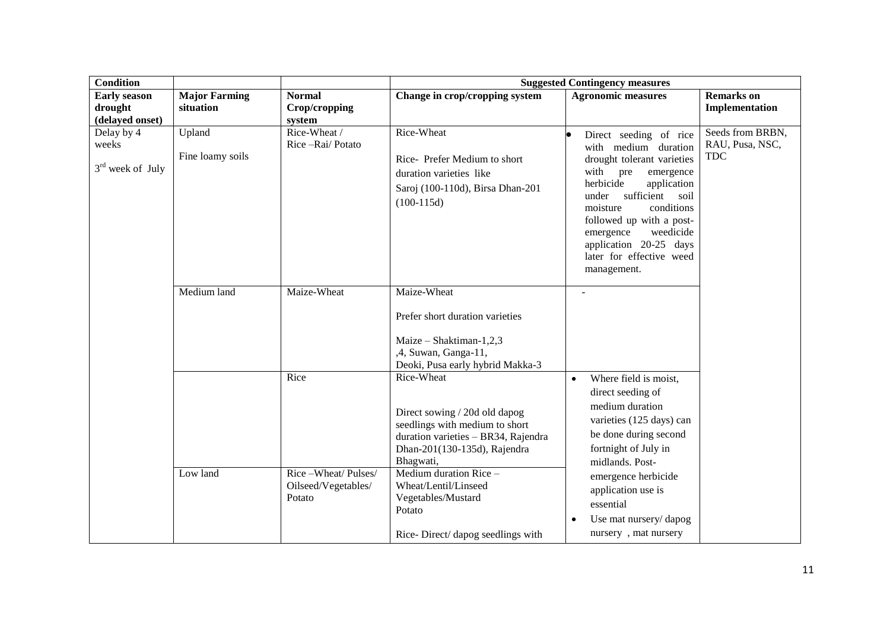| Condition | | | Suggested Contingency measures | | |
|---|---|---|---|---|---|
| **Early season drought (delayed onset)** | **Major Farming situation** | **Normal Crop/cropping system** | **Change in crop/cropping system** | **Agronomic measures** | **Remarks on Implementation** |
| Delay by 4 weeks<br><br>3rd week of July | Upland<br><br>Fine loamy soils | Rice-Wheat / Rice –Rai/ Potato | Rice-Wheat<br><br>Rice- Prefer Medium to short duration varieties like Saroj (100-110d), Birsa Dhan-201 (100-115d) | • Direct seeding of rice with medium duration drought tolerant varieties with pre emergence herbicide application under sufficient soil moisture conditions followed up with a post-emergence weedicide application 20-25 days later for effective weed management. | Seeds from BRBN, RAU, Pusa, NSC, TDC |
| | Medium land | Maize-Wheat | Maize-Wheat<br><br>Prefer short duration varieties<br><br>Maize – Shaktiman-1,2,3 ,4, Suwan, Ganga-11, Deoki, Pusa early hybrid Makka-3 | - | |
| | | Rice | Rice-Wheat<br><br>Direct sowing / 20d old dapog seedlings with medium to short duration varieties – BR34, Rajendra Dhan-201(130-135d), Rajendra Bhagwati, | • Where field is moist, direct seeding of medium duration varieties (125 days) can be done during second fortnight of July in midlands. Post-emergence herbicide application use is essential<br>• Use mat nursery/ dapog nursery , mat nursery | |
| | Low land | Rice –Wheat/ Pulses/ Oilseed/Vegetables/ Potato | Medium duration Rice – Wheat/Lentil/Linseed Vegetables/Mustard Potato<br><br>Rice- Direct/ dapog seedlings with | | |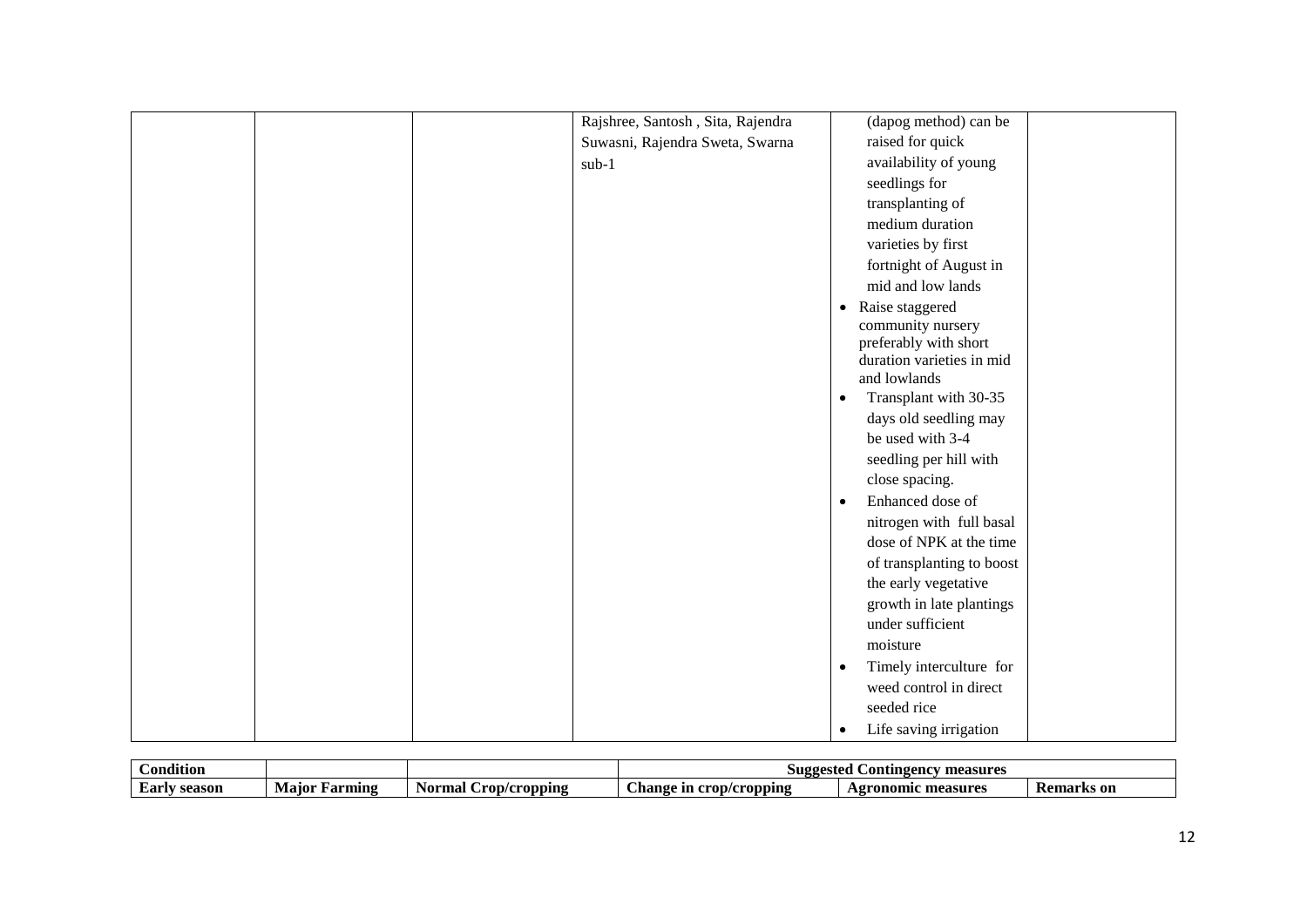|  |  |  | Rajshree, Santosh , Sita, Rajendra Suwasni, Rajendra Sweta, Swarna sub-1 | (dapog method) can be raised for quick availability of young seedlings for transplanting of medium duration varieties by first fortnight of August in mid and low lands<br>• Raise staggered community nursery preferably with short duration varieties in mid and lowlands<br>• Transplant with 30-35 days old seedling may be used with 3-4 seedling per hill with close spacing.<br>• Enhanced dose of nitrogen with full basal dose of NPK at the time of transplanting to boost the early vegetative growth in late plantings under sufficient moisture<br>• Timely interculture for weed control in direct seeded rice<br>• Life saving irrigation |  |
|---|---|---|---|---|---|

| **Condition** |  |  | **Suggested Contingency measures** |  |  |
|---|---|---|---|---|---|
| **Early season** | **Major Farming** | **Normal Crop/cropping** | **Change in crop/cropping** | **Agronomic measures** | **Remarks on** |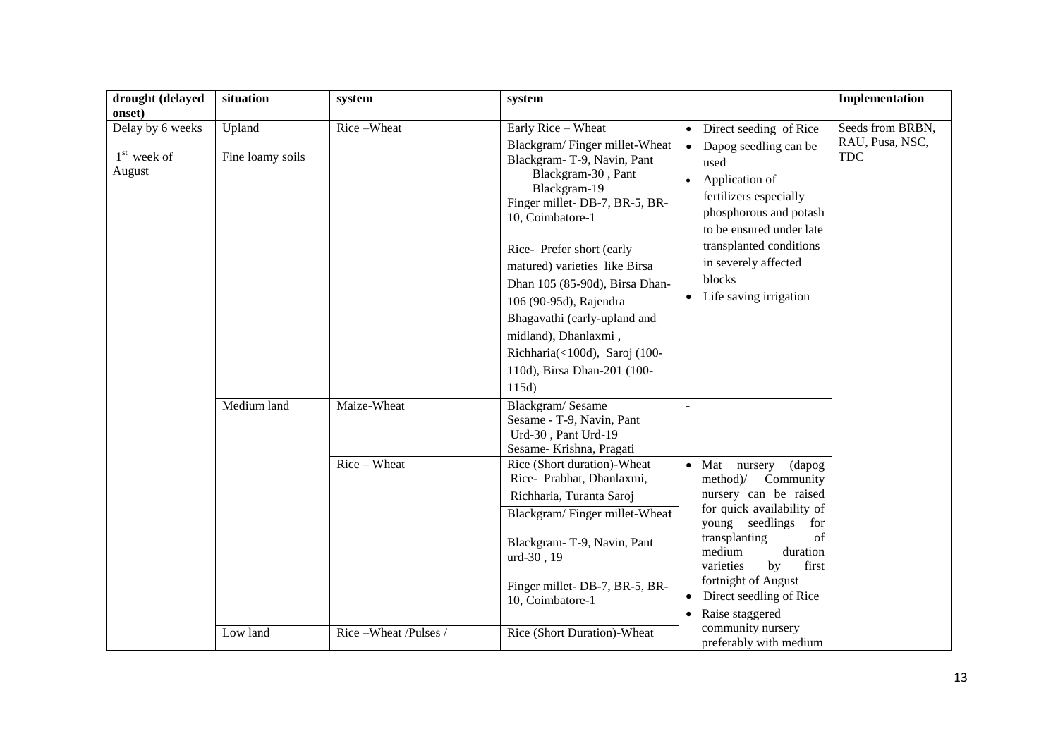| drought (delayed onset) | situation | system | system | | Implementation |
|---|---|---|---|---|---|
| Delay by 6 weeks<br><br>1st week of August | Upland<br><br>Fine loamy soils | Rice –Wheat | Early Rice – Wheat<br>Blackgram/ Finger millet-Wheat<br>Blackgram- T-9, Navin, Pant Blackgram-30 , Pant Blackgram-19<br>Finger millet- DB-7, BR-5, BR-10, Coimbatore-1<br><br>Rice- Prefer short (early matured) varieties like Birsa Dhan 105 (85-90d), Birsa Dhan-106 (90-95d), Rajendra Bhagavathi (early-upland and midland), Dhanlaxmi , Richharia(<100d), Saroj (100-110d), Birsa Dhan-201 (100-115d) | • Direct seeding of Rice<br>• Dapog seedling can be used<br>• Application of fertilizers especially phosphorous and potash to be ensured under late transplanted conditions in severely affected blocks<br>• Life saving irrigation | Seeds from BRBN, RAU, Pusa, NSC, TDC |
| | Medium land | Maize-Wheat | Blackgram/ Sesame<br>Sesame - T-9, Navin, Pant Urd-30 , Pant Urd-19<br>Sesame- Krishna, Pragati | - | |
| | | Rice – Wheat | Rice (Short duration)-Wheat<br>Rice- Prabhat, Dhanlaxmi, Richharia, Turanta Saroj | • Mat nursery (dapog method)/ Community nursery can be raised for quick availability of young seedlings for transplanting of medium duration varieties by first fortnight of August<br>• Direct seedling of Rice<br>• Raise staggered community nursery preferably with medium | |
| | | | Blackgram/ Finger millet-Wheat<br><br>Blackgram- T-9, Navin, Pant urd-30 , 19<br><br>Finger millet- DB-7, BR-5, BR-10, Coimbatore-1 | | |
| | Low land | Rice –Wheat /Pulses / | Rice (Short Duration)-Wheat | | |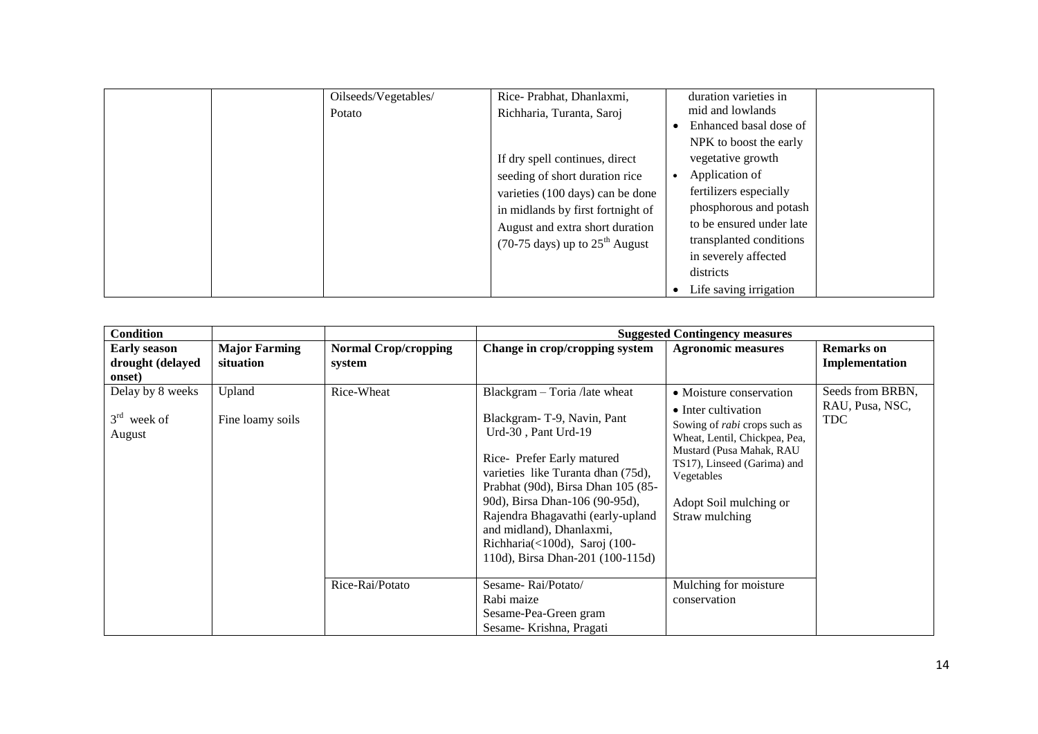| | | | | | |
|---|---|---|---|---|---|
| | | Oilseeds/Vegetables/ Potato | Rice- Prabhat, Dhanlaxmi, Richharia, Turanta, Saroj<br><br>If dry spell continues, direct seeding of short duration rice varieties (100 days) can be done in midlands by first fortnight of August and extra short duration (70-75 days) up to 25$^{th}$ August | duration varieties in mid and lowlands<br>• Enhanced basal dose of NPK to boost the early vegetative growth<br>• Application of fertilizers especially phosphorous and potash to be ensured under late transplanted conditions in severely affected districts<br>• Life saving irrigation | |

| Condition | | | Suggested Contingency measures | | |
|---|---|---|---|---|---|
| **Early season drought (delayed onset)** | **Major Farming situation** | **Normal Crop/cropping system** | **Change in crop/cropping system** | **Agronomic measures** | **Remarks on Implementation** |
| Delay by 8 weeks<br><br>3$^{rd}$ week of August | Upland<br><br>Fine loamy soils | Rice-Wheat | Blackgram – Toria /late wheat<br><br>Blackgram- T-9, Navin, Pant Urd-30 , Pant Urd-19<br><br>Rice- Prefer Early matured varieties like Turanta dhan (75d), Prabhat (90d), Birsa Dhan 105 (85-90d), Birsa Dhan-106 (90-95d), Rajendra Bhagavathi (early-upland and midland), Dhanlaxmi, Richharia(<100d), Saroj (100-110d), Birsa Dhan-201 (100-115d) | • Moisture conservation<br>• Inter cultivation<br>Sowing of *rabi* crops such as Wheat, Lentil, Chickpea, Pea, Mustard (Pusa Mahak, RAU TS17), Linseed (Garima) and Vegetables<br><br>Adopt Soil mulching or Straw mulching | Seeds from BRBN, RAU, Pusa, NSC, TDC |
| | | Rice-Rai/Potato | Sesame- Rai/Potato/<br>Rabi maize<br>Sesame-Pea-Green gram<br>Sesame- Krishna, Pragati | Mulching for moisture conservation | |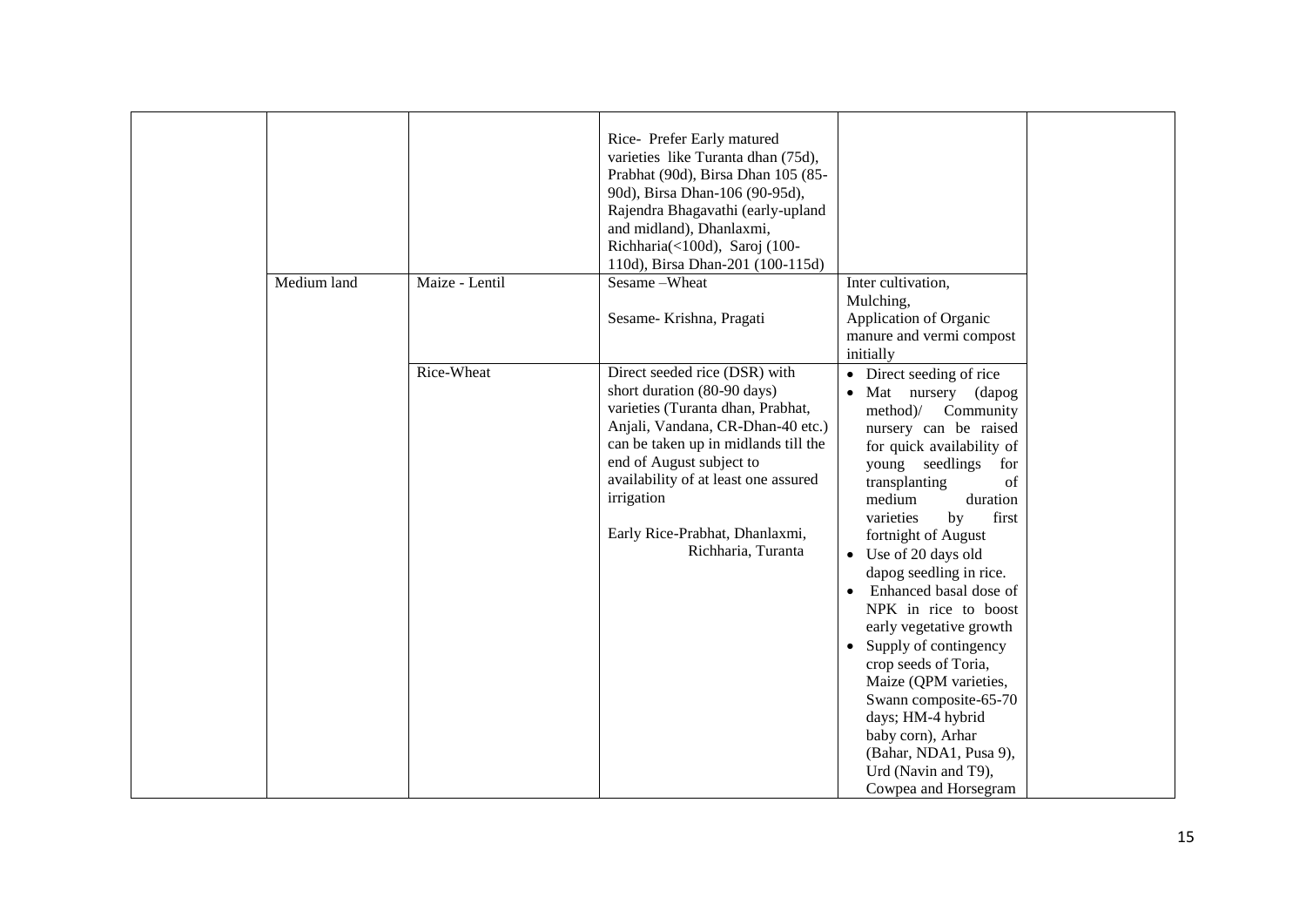| | | | | |
|---|---|---|---|---|
| | | Rice- Prefer Early matured varieties like Turanta dhan (75d), Prabhat (90d), Birsa Dhan 105 (85-90d), Birsa Dhan-106 (90-95d), Rajendra Bhagavathi (early-upland and midland), Dhanlaxmi, Richharia(<100d), Saroj (100-110d), Birsa Dhan-201 (100-115d) | | |
| Medium land | Maize - Lentil | Sesame –Wheat<br><br>Sesame- Krishna, Pragati | Inter cultivation, Mulching, Application of Organic manure and vermi compost initially | |
| | Rice-Wheat | Direct seeded rice (DSR) with short duration (80-90 days) varieties (Turanta dhan, Prabhat, Anjali, Vandana, CR-Dhan-40 etc.) can be taken up in midlands till the end of August subject to availability of at least one assured irrigation<br><br>Early Rice-Prabhat, Dhanlaxmi, Richharia, Turanta | • Direct seeding of rice<br>• Mat nursery (dapog method)/ Community nursery can be raised for quick availability of young seedlings for transplanting of medium duration varieties by first fortnight of August<br>• Use of 20 days old dapog seedling in rice.<br>• Enhanced basal dose of NPK in rice to boost early vegetative growth<br>• Supply of contingency crop seeds of Toria, Maize (QPM varieties, Swann composite-65-70 days; HM-4 hybrid baby corn), Arhar (Bahar, NDA1, Pusa 9), Urd (Navin and T9), Cowpea and Horsegram | |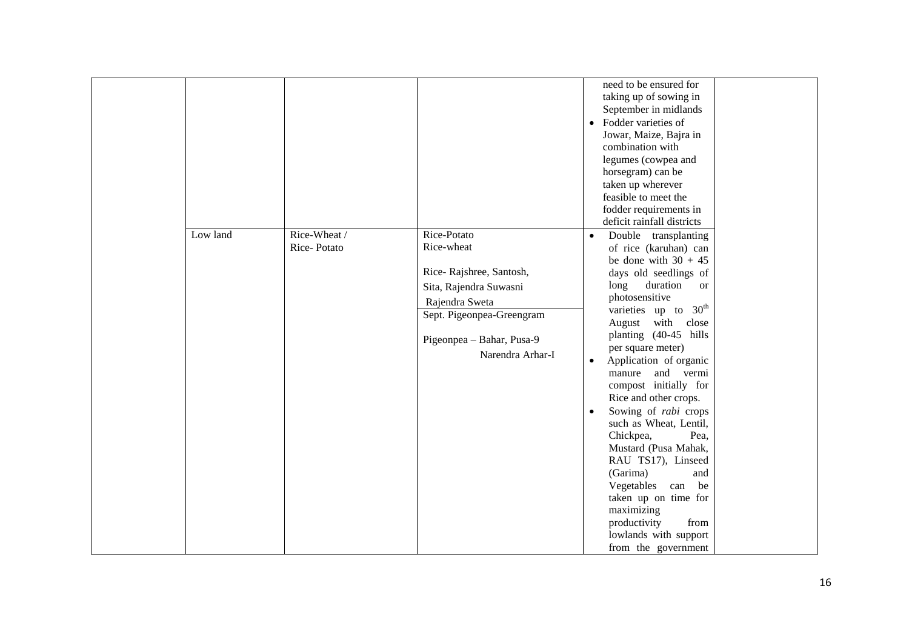| | | | | | |
|---|---|---|---|---|---|
| | | | | need to be ensured for taking up of sowing in September in midlands<br>• Fodder varieties of Jowar, Maize, Bajra in combination with legumes (cowpea and horsegram) can be taken up wherever feasible to meet the fodder requirements in deficit rainfall districts | |
| | Low land | Rice-Wheat /<br>Rice- Potato | Rice-Potato<br>Rice-wheat<br><br>Rice- Rajshree, Santosh, Sita, Rajendra Suwasni Rajendra Sweta<br>Sept. Pigeonpea-Greengram<br><br>Pigeonpea – Bahar, Pusa-9 Narendra Arhar-I | • Double transplanting of rice (karuhan) can be done with 30 + 45 days old seedlings of long duration or photosensitive varieties up to 30th August with close planting (40-45 hills per square meter)<br>• Application of organic manure and vermi compost initially for Rice and other crops.<br>• Sowing of *rabi* crops such as Wheat, Lentil, Chickpea, Pea, Mustard (Pusa Mahak, RAU TS17), Linseed (Garima) and Vegetables can be taken up on time for maximizing productivity from lowlands with support from the government | |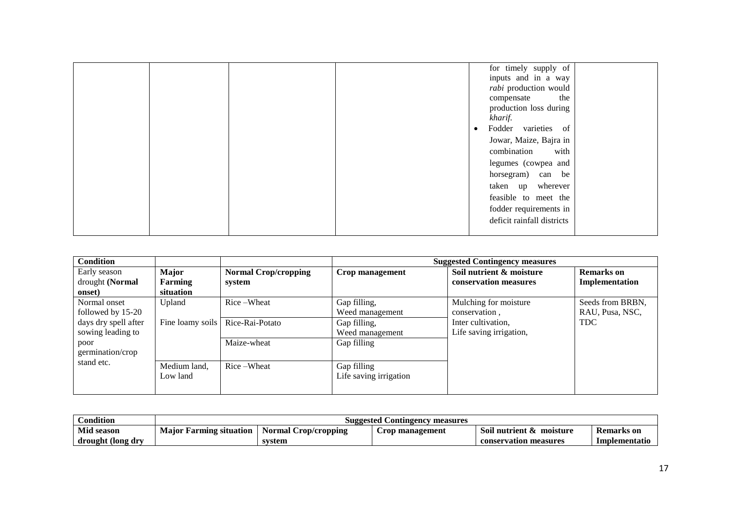| | | | | for timely supply of inputs and in a way *rabi* production would compensate the production loss during *kharif*.<br>• Fodder varieties of Jowar, Maize, Bajra in combination with legumes (cowpea and horsegram) can be taken up wherever feasible to meet the fodder requirements in deficit rainfall districts | |
|---|---|---|---|---|---|

| **Condition** | | | **Suggested Contingency measures** | | |
|---|---|---|---|---|---|
| Early season drought **(Normal onset)** | **Major Farming situation** | **Normal Crop/cropping system** | **Crop management** | **Soil nutrient & moisture conservation measures** | **Remarks on Implementation** |
| Normal onset followed by 15-20 days dry spell after sowing leading to poor germination/crop stand etc. | Upland | Rice –Wheat | Gap filling,<br>Weed management | Mulching for moisture conservation ,<br>Inter cultivation,<br>Life saving irrigation, | Seeds from BRBN, RAU, Pusa, NSC, TDC |
| | Fine loamy soils | Rice-Rai-Potato | Gap filling,<br>Weed management | | |
| | | Maize-wheat | Gap filling | | |
| | Medium land, Low land | Rice –Wheat | Gap filling<br>Life saving irrigation | | |

| **Condition** | **Suggested Contingency measures** | | | | |
|---|---|---|---|---|---|
| **Mid season drought (long dry** | **Major Farming situation** | **Normal Crop/cropping system** | **Crop management** | **Soil nutrient & moisture conservation measures** | **Remarks on Implementatio** |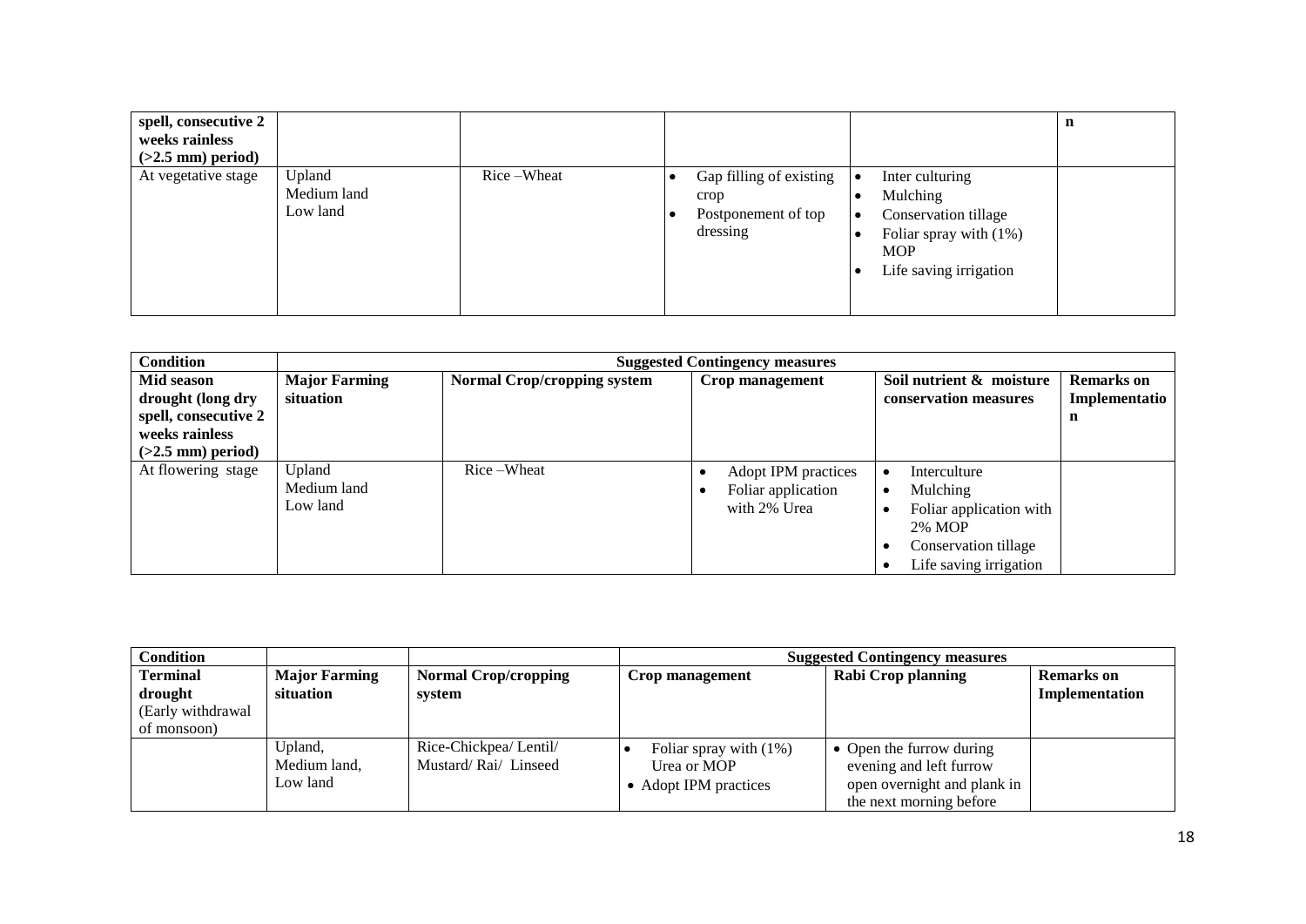| spell, consecutive 2 weeks rainless (>2.5 mm) period) | | | | | n |
|---|---|---|---|---|---|
| At vegetative stage | Upland<br>Medium land<br>Low land | Rice –Wheat | • Gap filling of existing crop<br>• Postponement of top dressing | • Inter culturing<br>• Mulching<br>• Conservation tillage<br>• Foliar spray with (1%) MOP<br>• Life saving irrigation | |

| Condition | Suggested Contingency measures | | | | |
|---|---|---|---|---|---|
| **Mid season drought (long dry spell, consecutive 2 weeks rainless (>2.5 mm) period)** | **Major Farming situation** | **Normal Crop/cropping system** | **Crop management** | **Soil nutrient & moisture conservation measures** | **Remarks on Implementation** |
| At flowering stage | Upland<br>Medium land<br>Low land | Rice –Wheat | • Adopt IPM practices<br>• Foliar application with 2% Urea | • Interculture<br>• Mulching<br>• Foliar application with 2% MOP<br>• Conservation tillage<br>• Life saving irrigation | |

| Condition | | | Suggested Contingency measures | | |
|---|---|---|---|---|---|
| **Terminal drought (Early withdrawal of monsoon)** | **Major Farming situation** | **Normal Crop/cropping system** | **Crop management** | **Rabi Crop planning** | **Remarks on Implementation** |
| | Upland,<br>Medium land,<br>Low land | Rice-Chickpea/ Lentil/ Mustard/ Rai/ Linseed | • Foliar spray with (1%) Urea or MOP<br>• Adopt IPM practices | • Open the furrow during evening and left furrow open overnight and plank in the next morning before | |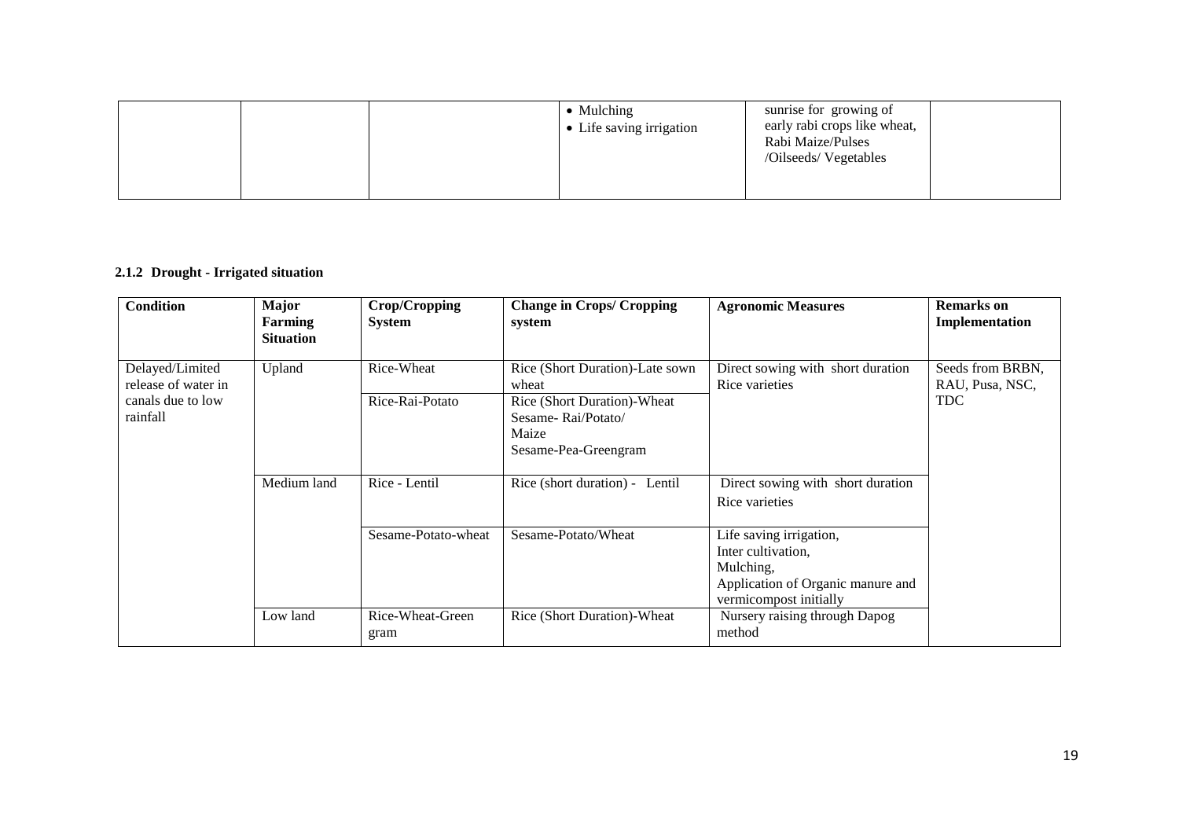| | | | • Mulching<br>• Life saving irrigation | sunrise for growing of early rabi crops like wheat, Rabi Maize/Pulses /Oilseeds/ Vegetables | |
|---|---|---|---|---|---|

**2.1.2 Drought - Irrigated situation**

| Condition | Major Farming Situation | Crop/Cropping System | Change in Crops/ Cropping system | Agronomic Measures | Remarks on Implementation |
|---|---|---|---|---|---|
| Delayed/Limited release of water in canals due to low rainfall | Upland | Rice-Wheat | Rice (Short Duration)-Late sown wheat | Direct sowing with short duration Rice varieties | Seeds from BRBN, RAU, Pusa, NSC, TDC |
| | | Rice-Rai-Potato | Rice (Short Duration)-Wheat<br>Sesame- Rai/Potato/ Maize<br>Sesame-Pea-Greengram | | |
| | Medium land | Rice - Lentil | Rice (short duration) - Lentil | Direct sowing with short duration Rice varieties | |
| | | Sesame-Potato-wheat | Sesame-Potato/Wheat | Life saving irrigation,<br>Inter cultivation,<br>Mulching,<br>Application of Organic manure and vermicompost initially | |
| | Low land | Rice-Wheat-Green gram | Rice (Short Duration)-Wheat | Nursery raising through Dapog method | |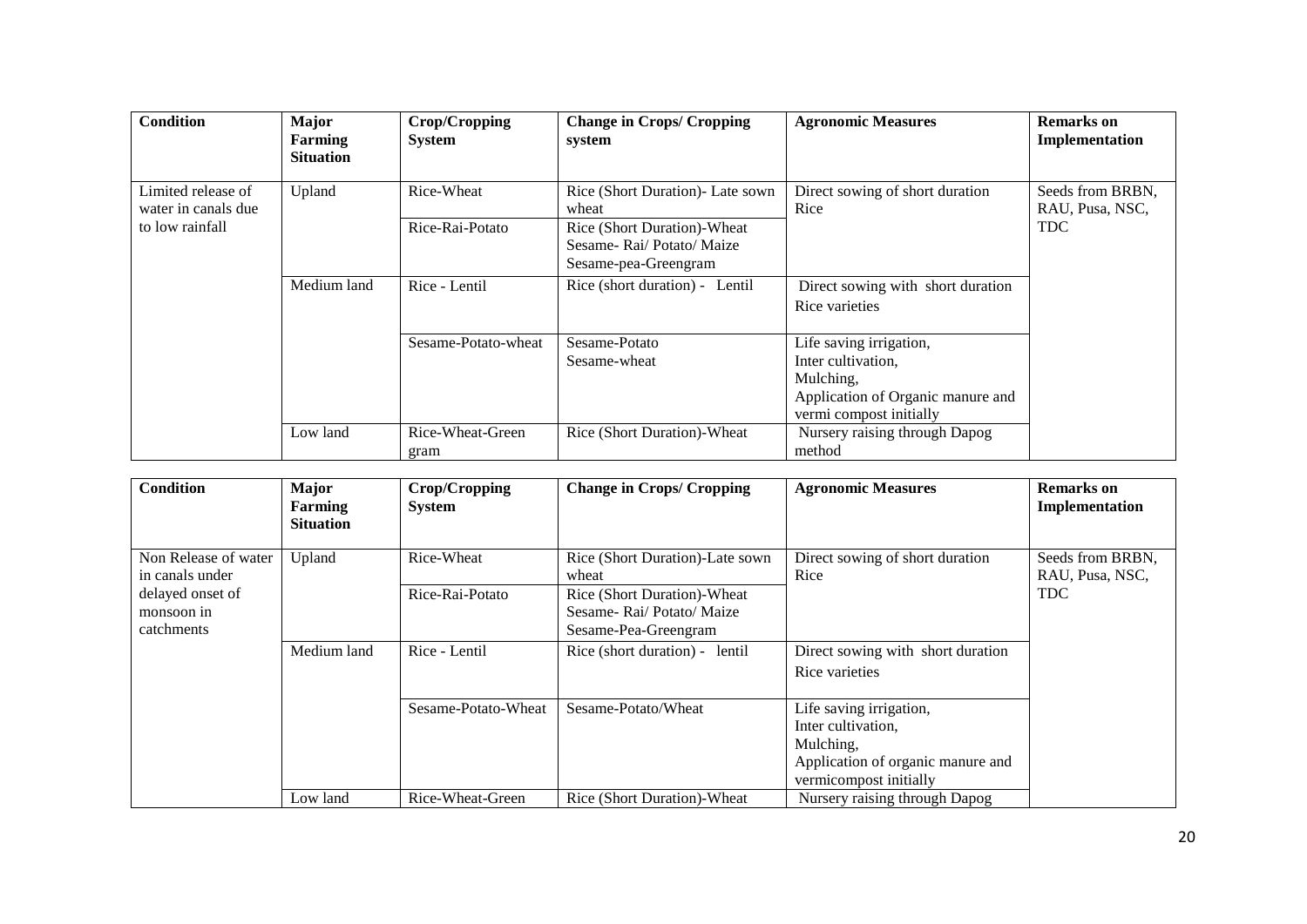| Condition | Major Farming Situation | Crop/Cropping System | Change in Crops/ Cropping system | Agronomic Measures | Remarks on Implementation |
|---|---|---|---|---|---|
| Limited release of water in canals due to low rainfall | Upland | Rice-Wheat | Rice (Short Duration)- Late sown wheat | Direct sowing of short duration Rice | Seeds from BRBN, RAU, Pusa, NSC, TDC |
| | | Rice-Rai-Potato | Rice (Short Duration)-Wheat Sesame- Rai/ Potato/ Maize Sesame-pea-Greengram | | |
| | Medium land | Rice - Lentil | Rice (short duration) - Lentil | Direct sowing with short duration Rice varieties | |
| | | Sesame-Potato-wheat | Sesame-Potato Sesame-wheat | Life saving irrigation, Inter cultivation, Mulching, Application of Organic manure and vermi compost initially | |
| | Low land | Rice-Wheat-Green gram | Rice (Short Duration)-Wheat | Nursery raising through Dapog method | |

| Condition | Major Farming Situation | Crop/Cropping System | Change in Crops/ Cropping | Agronomic Measures | Remarks on Implementation |
|---|---|---|---|---|---|
| Non Release of water in canals under delayed onset of monsoon in catchments | Upland | Rice-Wheat | Rice (Short Duration)-Late sown wheat | Direct sowing of short duration Rice | Seeds from BRBN, RAU, Pusa, NSC, TDC |
| | | Rice-Rai-Potato | Rice (Short Duration)-Wheat Sesame- Rai/ Potato/ Maize Sesame-Pea-Greengram | | |
| | Medium land | Rice - Lentil | Rice (short duration) - lentil | Direct sowing with short duration Rice varieties | |
| | | Sesame-Potato-Wheat | Sesame-Potato/Wheat | Life saving irrigation, Inter cultivation, Mulching, Application of organic manure and vermicompost initially | |
| | Low land | Rice-Wheat-Green | Rice (Short Duration)-Wheat | Nursery raising through Dapog | |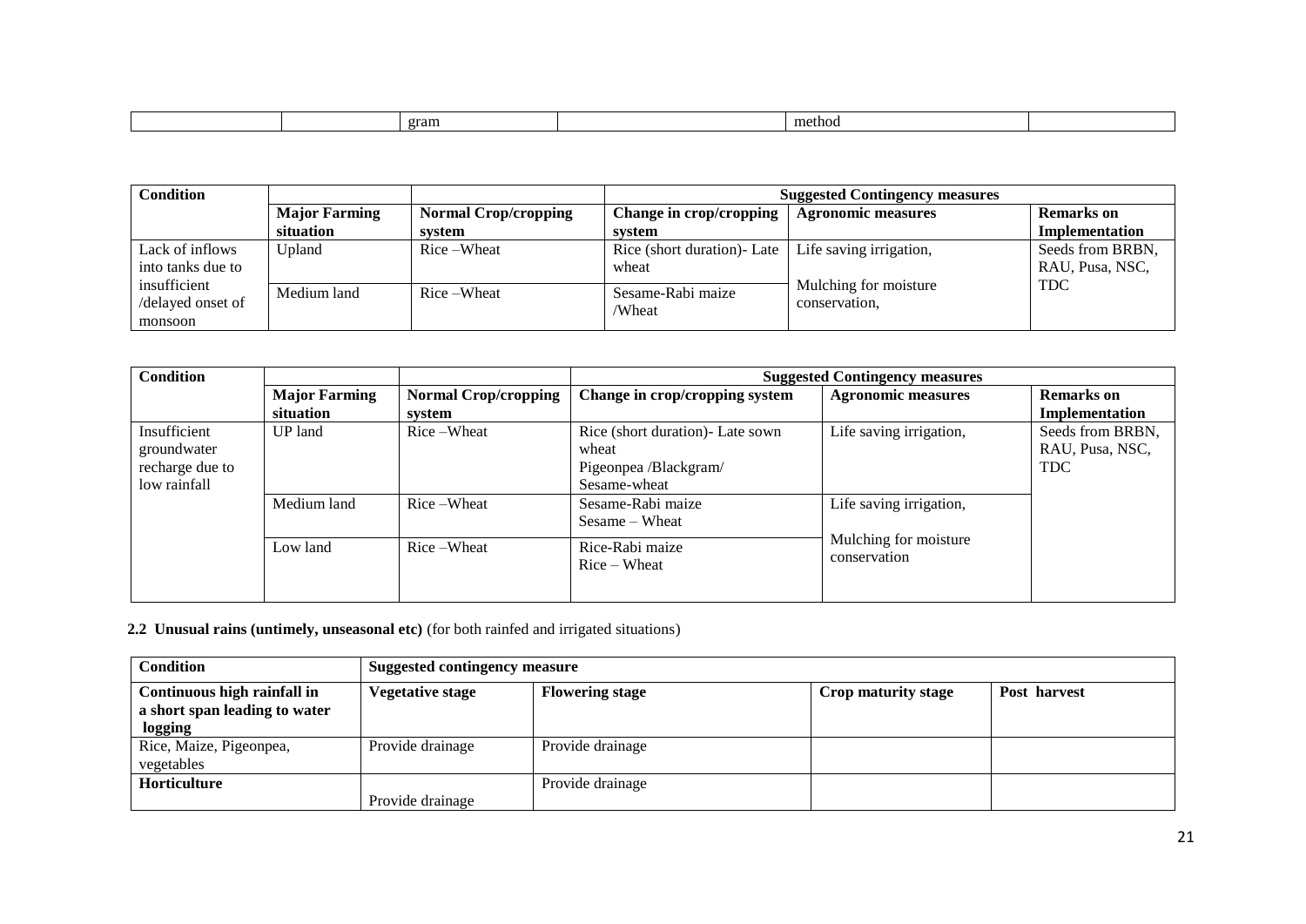| | | gram | | method | |
|---|---|---|---|---|---|

| Condition | | | Suggested Contingency measures | | |
|---|---|---|---|---|---|
| | Major Farming situation | Normal Crop/cropping system | Change in crop/cropping system | Agronomic measures | Remarks on Implementation |
| Lack of inflows into tanks due to insufficient /delayed onset of monsoon | Upland | Rice –Wheat | Rice (short duration)- Late wheat | Life saving irrigation, Mulching for moisture conservation, | Seeds from BRBN, RAU, Pusa, NSC, TDC |
| | Medium land | Rice –Wheat | Sesame-Rabi maize /Wheat | | |

| Condition | | | Suggested Contingency measures | | |
|---|---|---|---|---|---|
| | Major Farming situation | Normal Crop/cropping system | Change in crop/cropping system | Agronomic measures | Remarks on Implementation |
| Insufficient groundwater recharge due to low rainfall | UP land | Rice –Wheat | Rice (short duration)- Late sown wheat Pigeonpea /Blackgram/ Sesame-wheat | Life saving irrigation, | Seeds from BRBN, RAU, Pusa, NSC, TDC |
| | Medium land | Rice –Wheat | Sesame-Rabi maize Sesame – Wheat | Life saving irrigation, Mulching for moisture conservation | |
| | Low land | Rice –Wheat | Rice-Rabi maize Rice – Wheat | | |

**2.2 Unusual rains (untimely, unseasonal etc)** (for both rainfed and irrigated situations)

| Condition | Suggested contingency measure | | | |
|---|---|---|---|---|
| **Continuous high rainfall in a short span leading to water logging** | **Vegetative stage** | **Flowering stage** | **Crop maturity stage** | **Post harvest** |
| Rice, Maize, Pigeonpea, vegetables | Provide drainage | Provide drainage | | |
| **Horticulture** | Provide drainage | Provide drainage | | |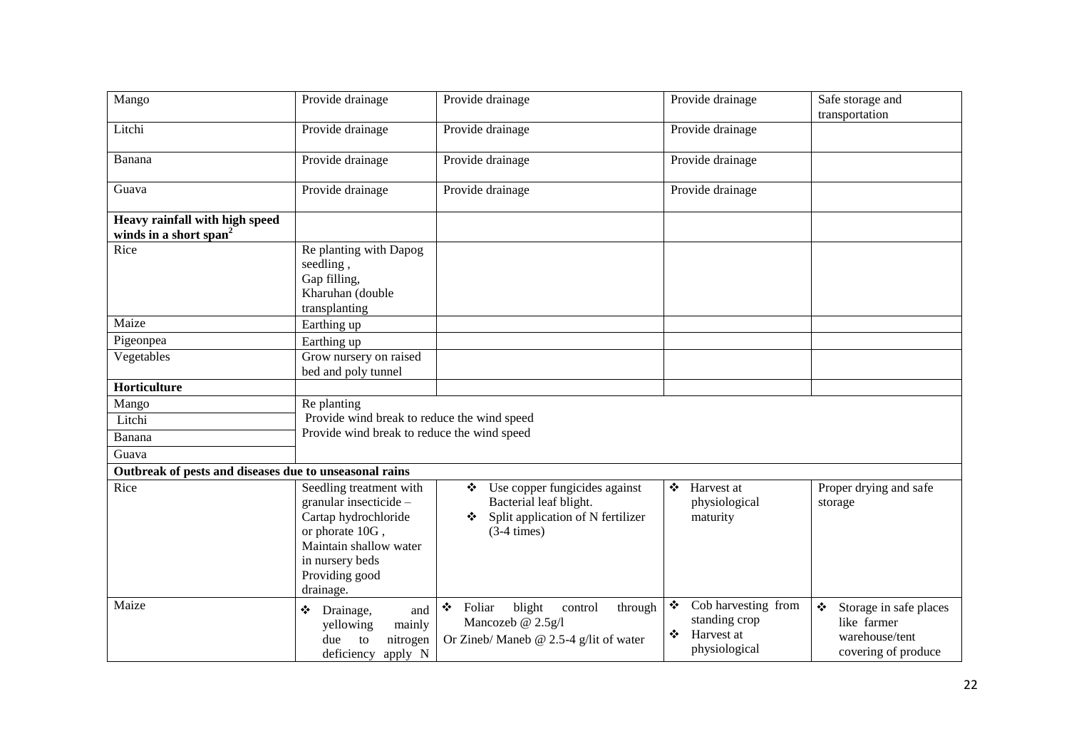| | | | | |
|---|---|---|---|---|
| Mango | Provide drainage | Provide drainage | Provide drainage | Safe storage and transportation |
| Litchi | Provide drainage | Provide drainage | Provide drainage | |
| Banana | Provide drainage | Provide drainage | Provide drainage | |
| Guava | Provide drainage | Provide drainage | Provide drainage | |
| **Heavy rainfall with high speed winds in a short span[2]** | | | | |
| Rice | Re planting with Dapog seedling , Gap filling, Kharuhan (double transplanting | | | |
| Maize | Earthing up | | | |
| Pigeonpea | Earthing up | | | |
| Vegetables | Grow nursery on raised bed and poly tunnel | | | |
| **Horticulture** | | | | |
| Mango | Re planting | | | |
| Litchi | Provide wind break to reduce the wind speed | | | |
| Banana | Provide wind break to reduce the wind speed | | | |
| Guava | | | | |
| **Outbreak of pests and diseases due to unseasonal rains** | | | | |
| Rice | Seedling treatment with granular insecticide – Cartap hydrochloride or phorate 10G , Maintain shallow water in nursery beds Providing good drainage. | ❖ Use copper fungicides against Bacterial leaf blight. ❖ Split application of N fertilizer (3-4 times) | ❖ Harvest at physiological maturity | Proper drying and safe storage |
| Maize | ❖ Drainage, and yellowing mainly due to nitrogen deficiency apply N | ❖ Foliar blight control through Mancozeb @ 2.5g/l Or Zineb/ Maneb @ 2.5-4 g/lit of water | ❖ Cob harvesting from standing crop ❖ Harvest at physiological | ❖ Storage in safe places like farmer warehouse/tent covering of produce |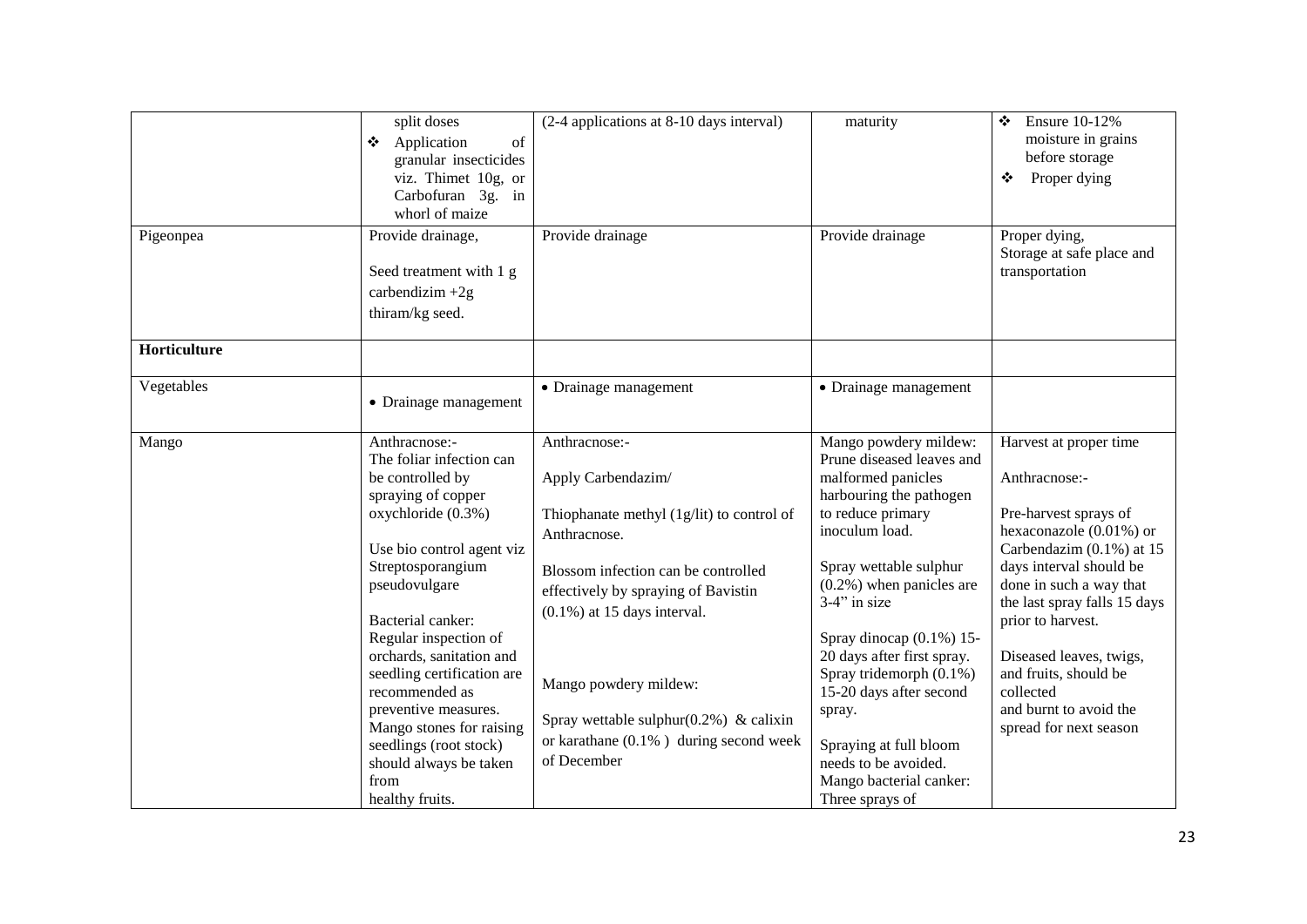| | | | | |
|---|---|---|---|---|
| | split doses<br>❖ Application of granular insecticides viz. Thimet 10g, or Carbofuran 3g. in whorl of maize | (2-4 applications at 8-10 days interval) | maturity | ❖ Ensure 10-12% moisture in grains before storage<br>❖ Proper dying |
| Pigeonpea | Provide drainage,<br><br>Seed treatment with 1 g carbendizim +2g thiram/kg seed. | Provide drainage | Provide drainage | Proper dying,<br>Storage at safe place and transportation |
| **Horticulture** | | | | |
| Vegetables | • Drainage management | • Drainage management | • Drainage management | |
| Mango | Anthracnose:-<br>The foliar infection can be controlled by spraying of copper oxychloride (0.3%)<br><br>Use bio control agent viz Streptosporangium pseudovulgare<br><br>Bacterial canker:<br>Regular inspection of orchards, sanitation and seedling certification are recommended as preventive measures. Mango stones for raising seedlings (root stock) should always be taken from healthy fruits. | Anthracnose:-<br><br>Apply Carbendazim/<br><br>Thiophanate methyl (1g/lit) to control of Anthracnose.<br><br>Blossom infection can be controlled effectively by spraying of Bavistin (0.1%) at 15 days interval.<br><br>Mango powdery mildew:<br><br>Spray wettable sulphur(0.2%) & calixin or karathane (0.1% ) during second week of December | Mango powdery mildew:<br>Prune diseased leaves and malformed panicles harbouring the pathogen to reduce primary inoculum load.<br><br>Spray wettable sulphur (0.2%) when panicles are 3-4" in size<br><br>Spray dinocap (0.1%) 15-20 days after first spray.<br>Spray tridemorph (0.1%) 15-20 days after second spray.<br><br>Spraying at full bloom needs to be avoided.<br>Mango bacterial canker:<br>Three sprays of | Harvest at proper time<br><br>Anthracnose:-<br><br>Pre-harvest sprays of hexaconazole (0.01%) or Carbendazim (0.1%) at 15 days interval should be done in such a way that the last spray falls 15 days prior to harvest.<br><br>Diseased leaves, twigs, and fruits, should be collected and burnt to avoid the spread for next season |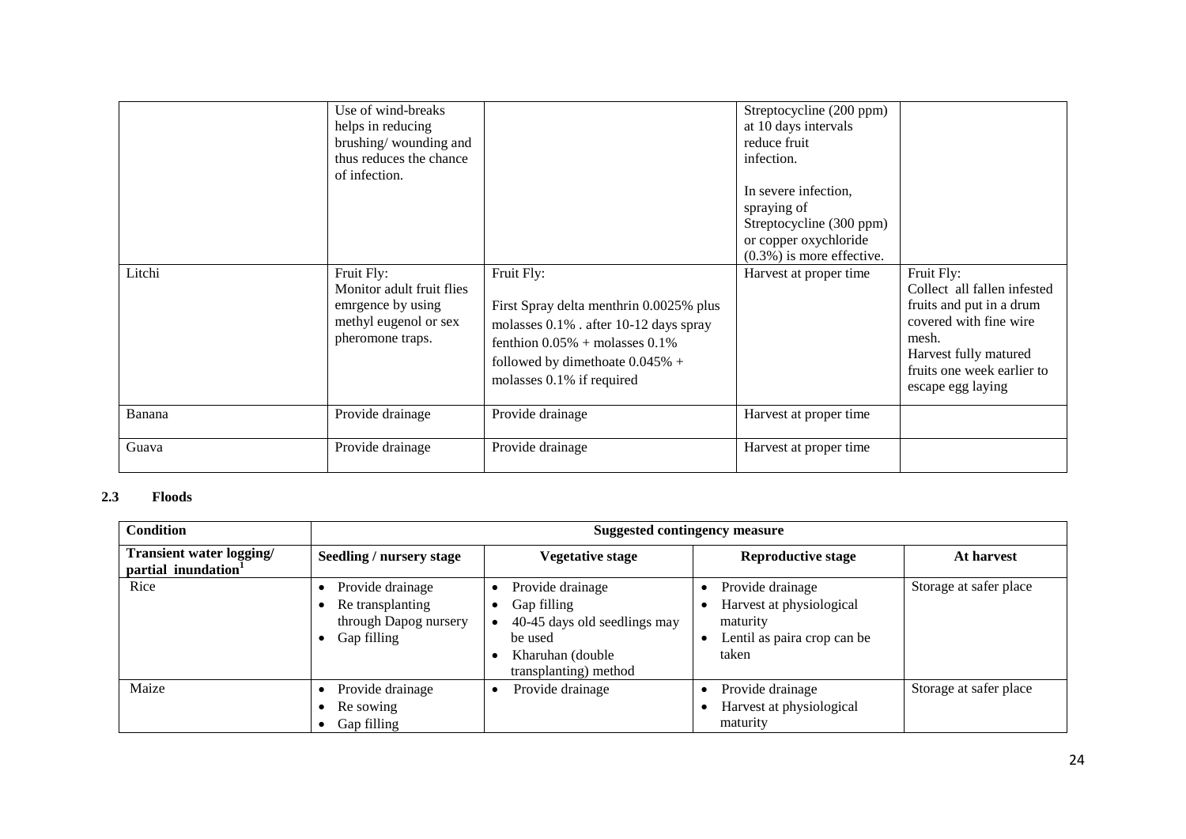|  | Use of wind-breaks helps in reducing brushing/ wounding and thus reduces the chance of infection. |  | Streptocycline (200 ppm) at 10 days intervals reduce fruit infection.<br><br>In severe infection, spraying of Streptocycline (300 ppm) or copper oxychloride (0.3%) is more effective. |  |
|---|---|---|---|---|
| Litchi | Fruit Fly:<br>Monitor adult fruit flies emrgence by using methyl eugenol or sex pheromone traps. | Fruit Fly:<br><br>First Spray delta menthrin 0.0025% plus molasses 0.1% . after 10-12 days spray fenthion 0.05% + molasses 0.1% followed by dimethoate 0.045% + molasses 0.1% if required | Harvest at proper time | Fruit Fly:<br>Collect all fallen infested fruits and put in a drum covered with fine wire mesh.<br>Harvest fully matured fruits one week earlier to escape egg laying |
| Banana | Provide drainage | Provide drainage | Harvest at proper time |  |
| Guava | Provide drainage | Provide drainage | Harvest at proper time |  |

**2.3 Floods**

| Condition | Suggested contingency measure | | | |
|---|---|---|---|---|
| **Transient water logging/ partial inundation[1]** | **Seedling / nursery stage** | **Vegetative stage** | **Reproductive stage** | **At harvest** |
| Rice | • Provide drainage<br>• Re transplanting through Dapog nursery<br>• Gap filling | • Provide drainage<br>• Gap filling<br>• 40-45 days old seedlings may be used<br>• Kharuhan (double transplanting) method | • Provide drainage<br>• Harvest at physiological maturity<br>• Lentil as paira crop can be taken | Storage at safer place |
| Maize | • Provide drainage<br>• Re sowing<br>• Gap filling | • Provide drainage | • Provide drainage<br>• Harvest at physiological maturity | Storage at safer place |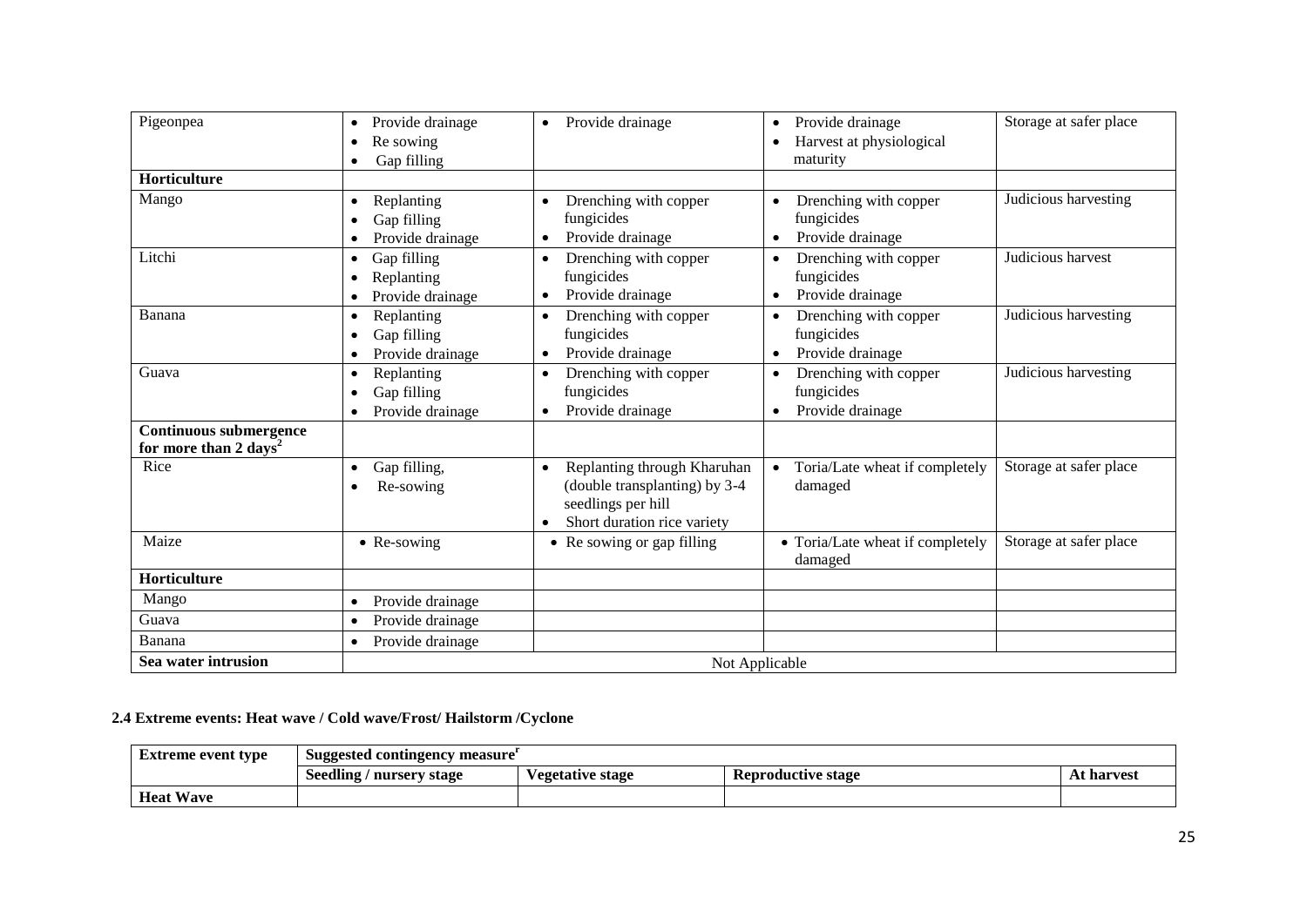| Pigeonpea | • Provide drainage<br>• Re sowing<br>• Gap filling | • Provide drainage | • Provide drainage<br>• Harvest at physiological maturity | Storage at safer place |
|---|---|---|---|---|
| **Horticulture** | | | | |
| Mango | • Replanting<br>• Gap filling<br>• Provide drainage | • Drenching with copper fungicides<br>• Provide drainage | • Drenching with copper fungicides<br>• Provide drainage | Judicious harvesting |
| Litchi | • Gap filling<br>• Replanting<br>• Provide drainage | • Drenching with copper fungicides<br>• Provide drainage | • Drenching with copper fungicides<br>• Provide drainage | Judicious harvest |
| Banana | • Replanting<br>• Gap filling<br>• Provide drainage | • Drenching with copper fungicides<br>• Provide drainage | • Drenching with copper fungicides<br>• Provide drainage | Judicious harvesting |
| Guava | • Replanting<br>• Gap filling<br>• Provide drainage | • Drenching with copper fungicides<br>• Provide drainage | • Drenching with copper fungicides<br>• Provide drainage | Judicious harvesting |
| **Continuous submergence for more than 2 days**[2] | | | | |
| Rice | • Gap filling,<br>• Re-sowing | • Replanting through Kharuhan (double transplanting) by 3-4 seedlings per hill<br>• Short duration rice variety | • Toria/Late wheat if completely damaged | Storage at safer place |
| Maize | • Re-sowing | • Re sowing or gap filling | • Toria/Late wheat if completely damaged | Storage at safer place |
| **Horticulture** | | | | |
| Mango | • Provide drainage | | | |
| Guava | • Provide drainage | | | |
| Banana | • Provide drainage | | | |
| **Sea water intrusion** | Not Applicable | | | |

**2.4 Extreme events: Heat wave / Cold wave/Frost/ Hailstorm /Cyclone**

| Extreme event type | Suggested contingency measure[r] | | | |
|---|---|---|---|---|
| | **Seedling / nursery stage** | **Vegetative stage** | **Reproductive stage** | **At harvest** |
| **Heat Wave** | | | | |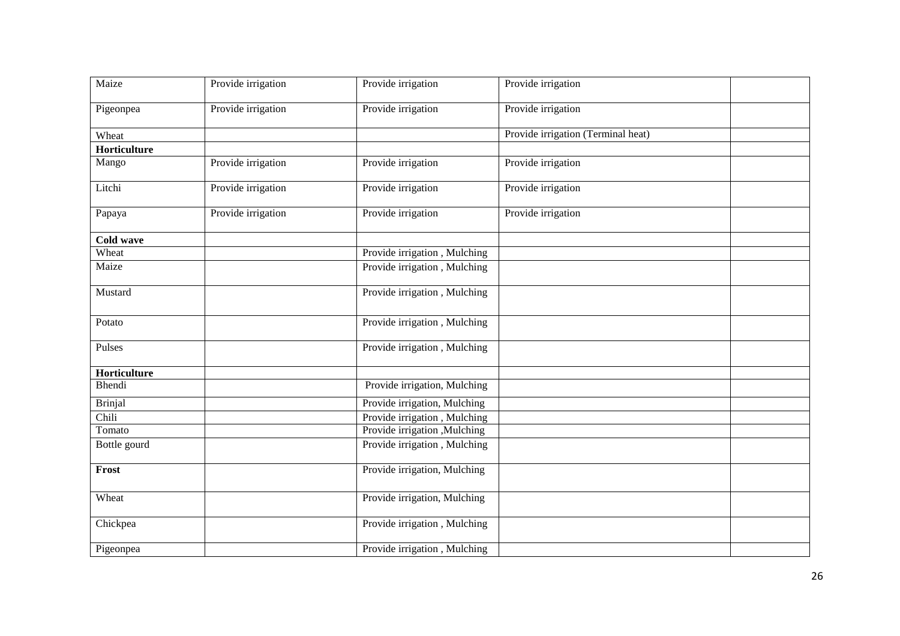| | | | | |
|---|---|---|---|---|
| Maize | Provide irrigation | Provide irrigation | Provide irrigation | |
| Pigeonpea | Provide irrigation | Provide irrigation | Provide irrigation | |
| Wheat | | | Provide irrigation (Terminal heat) | |
| **Horticulture** | | | | |
| Mango | Provide irrigation | Provide irrigation | Provide irrigation | |
| Litchi | Provide irrigation | Provide irrigation | Provide irrigation | |
| Papaya | Provide irrigation | Provide irrigation | Provide irrigation | |
| **Cold wave** | | | | |
| Wheat | | Provide irrigation , Mulching | | |
| Maize | | Provide irrigation , Mulching | | |
| Mustard | | Provide irrigation , Mulching | | |
| Potato | | Provide irrigation , Mulching | | |
| Pulses | | Provide irrigation , Mulching | | |
| **Horticulture** | | | | |
| Bhendi | | Provide irrigation, Mulching | | |
| Brinjal | | Provide irrigation, Mulching | | |
| Chili | | Provide irrigation , Mulching | | |
| Tomato | | Provide irrigation ,Mulching | | |
| Bottle gourd | | Provide irrigation , Mulching | | |
| **Frost** | | Provide irrigation, Mulching | | |
| Wheat | | Provide irrigation, Mulching | | |
| Chickpea | | Provide irrigation , Mulching | | |
| Pigeonpea | | Provide irrigation , Mulching | | |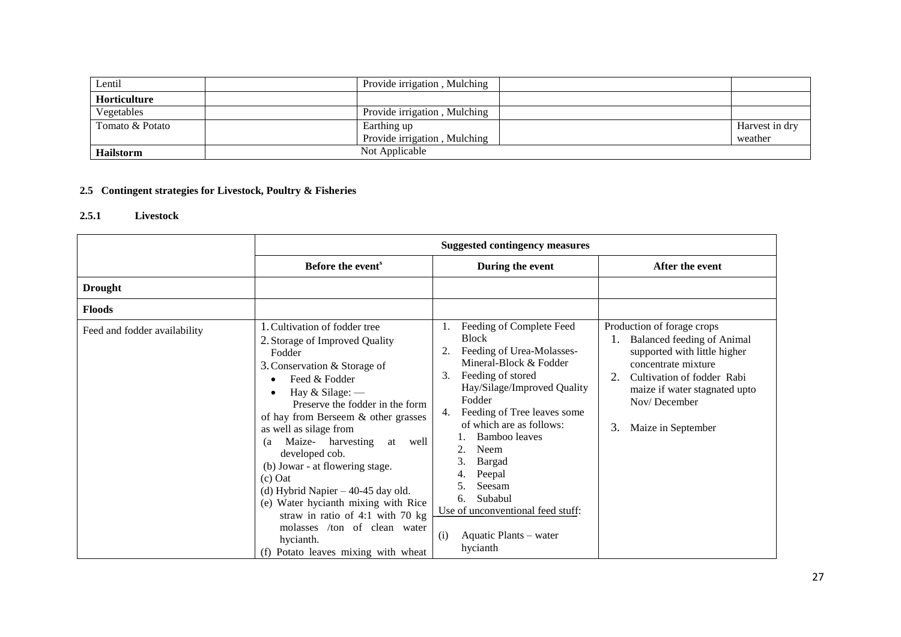| Lentil | | Provide irrigation , Mulching | | |
|---|---|---|---|---|
| **Horticulture** | | | | |
| Vegetables | | Provide irrigation , Mulching | | |
| Tomato & Potato | | Earthing up<br>Provide irrigation , Mulching | | Harvest in dry weather |
| **Hailstorm** | Not Applicable | | | |

### 2.5 Contingent strategies for Livestock, Poultry & Fisheries

#### 2.5.1 Livestock

| | Suggested contingency measures | | |
|---|---|---|---|
| | **Before the event**[s] | **During the event** | **After the event** |
| **Drought** | | | |
| **Floods** | | | |
| Feed and fodder availability | 1. Cultivation of fodder tree<br>2. Storage of Improved Quality Fodder<br>3. Conservation & Storage of<br>• Feed & Fodder<br>• Hay & Silage: —<br>Preserve the fodder in the form of hay from Berseem & other grasses as well as silage from<br>(a Maize- harvesting at well developed cob.<br>(b) Jowar - at flowering stage.<br>(c) Oat<br>(d) Hybrid Napier – 40-45 day old.<br>(e) Water hycianth mixing with Rice straw in ratio of 4:1 with 70 kg molasses /ton of clean water hycianth.<br>(f) Potato leaves mixing with wheat | 1. Feeding of Complete Feed Block<br>2. Feeding of Urea-Molasses-Mineral-Block & Fodder<br>3. Feeding of stored Hay/Silage/Improved Quality Fodder<br>4. Feeding of Tree leaves some of which are as follows:<br>1. Bamboo leaves<br>2. Neem<br>3. Bargad<br>4. Peepal<br>5. Seesam<br>6. Subabul<br>Use of unconventional feed stuff:<br>(i) Aquatic Plants – water hycianth | Production of forage crops<br>1. Balanced feeding of Animal supported with little higher concentrate mixture<br>2. Cultivation of fodder Rabi maize if water stagnated upto Nov/ December<br>3. Maize in September |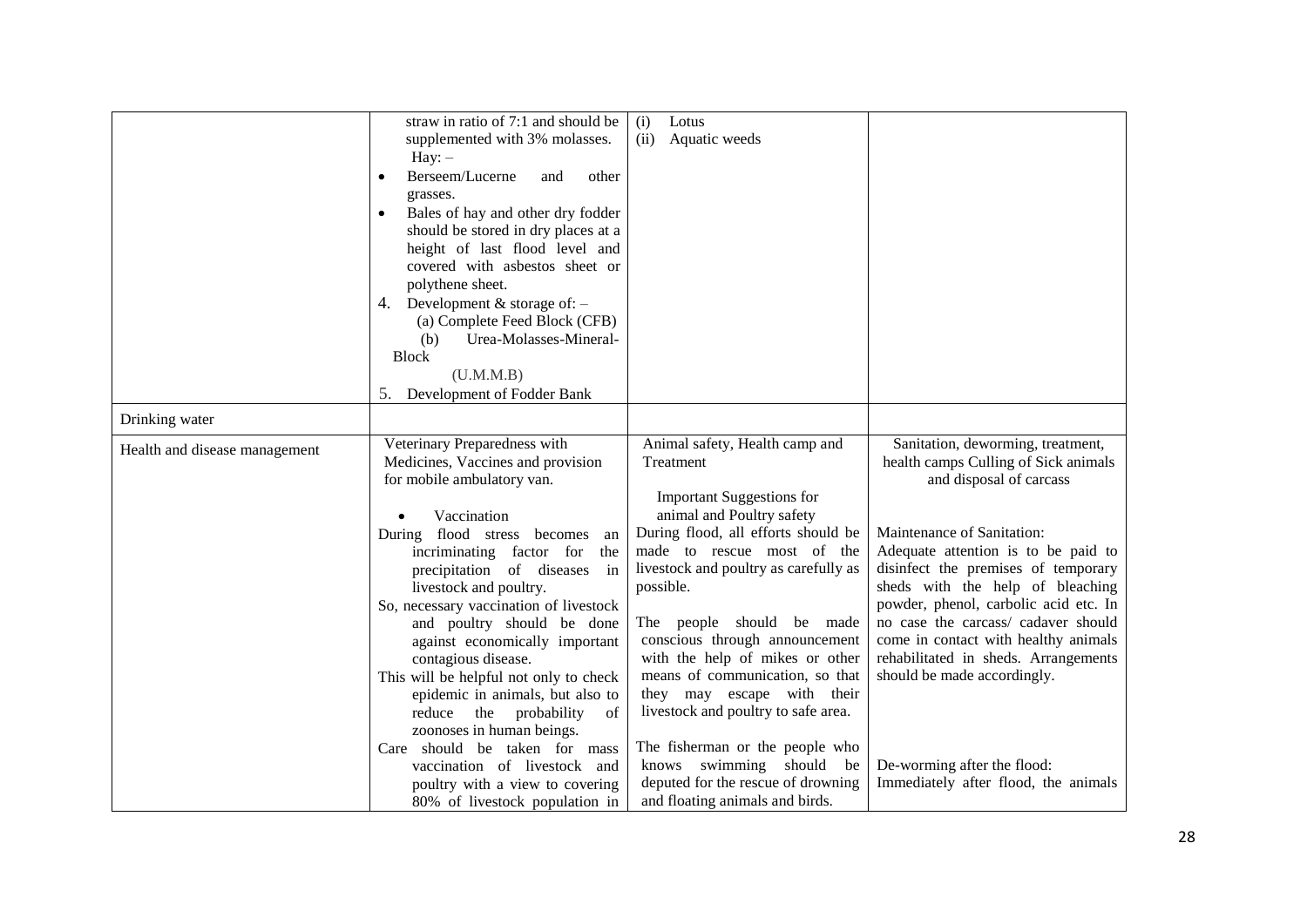| | | | |
|---|---|---|---|
| | straw in ratio of 7:1 and should be supplemented with 3% molasses.<br>Hay: –<br>• Berseem/Lucerne and other grasses.<br>• Bales of hay and other dry fodder should be stored in dry places at a height of last flood level and covered with asbestos sheet or polythene sheet.<br>4. Development & storage of: –<br>(a) Complete Feed Block (CFB)<br>(b) Urea-Molasses-Mineral-Block (U.M.M.B)<br>5. Development of Fodder Bank | (i) Lotus<br>(ii) Aquatic weeds | |
| Drinking water | | | |
| Health and disease management | Veterinary Preparedness with Medicines, Vaccines and provision for mobile ambulatory van.<br>• Vaccination<br>During flood stress becomes an incriminating factor for the precipitation of diseases in livestock and poultry.<br>So, necessary vaccination of livestock and poultry should be done against economically important contagious disease.<br>This will be helpful not only to check epidemic in animals, but also to reduce the probability of zoonoses in human beings.<br>Care should be taken for mass vaccination of livestock and poultry with a view to covering 80% of livestock population in | Animal safety, Health camp and Treatment<br>Important Suggestions for animal and Poultry safety<br>During flood, all efforts should be made to rescue most of the livestock and poultry as carefully as possible.<br>The people should be made conscious through announcement with the help of mikes or other means of communication, so that they may escape with their livestock and poultry to safe area.<br>The fisherman or the people who knows swimming should be deputed for the rescue of drowning and floating animals and birds. | Sanitation, deworming, treatment, health camps Culling of Sick animals and disposal of carcass<br>Maintenance of Sanitation:<br>Adequate attention is to be paid to disinfect the premises of temporary sheds with the help of bleaching powder, phenol, carbolic acid etc. In no case the carcass/ cadaver should come in contact with healthy animals rehabilitated in sheds. Arrangements should be made accordingly.<br>De-worming after the flood:<br>Immediately after flood, the animals |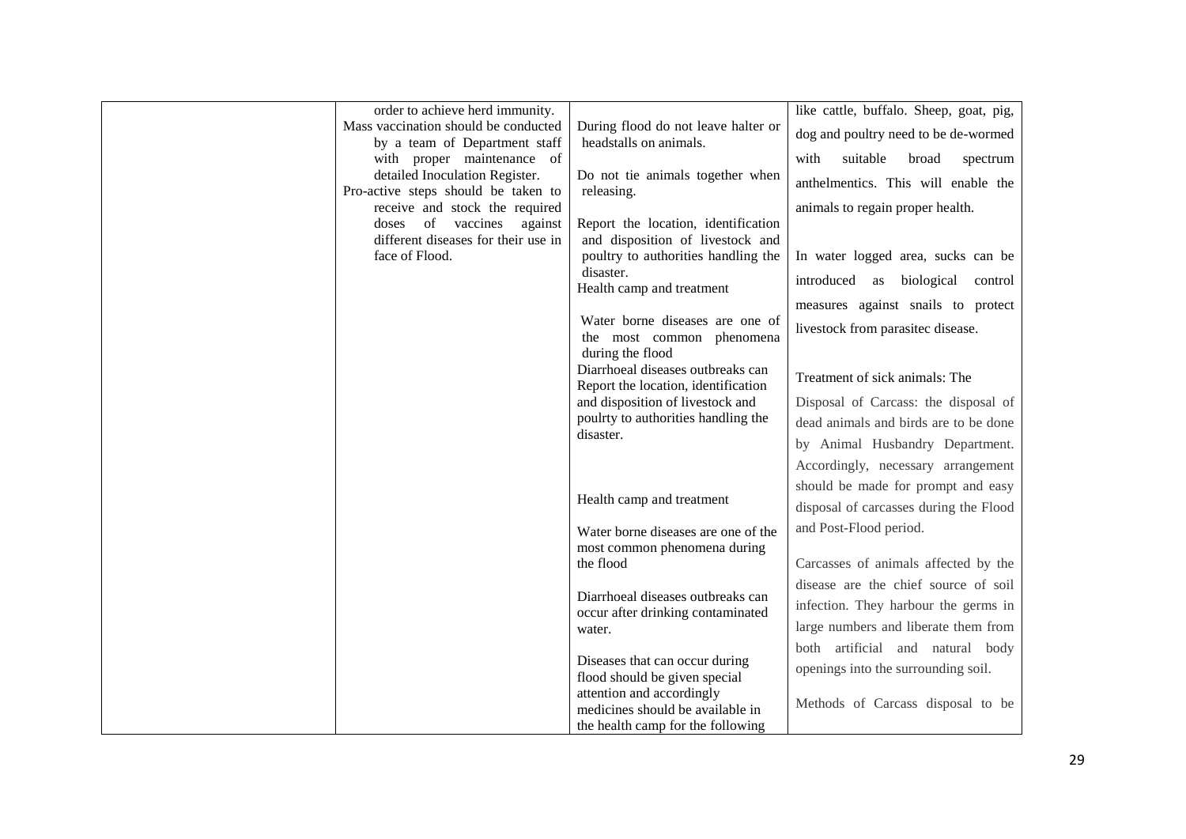| | | | |
|---|---|---|---|
| | order to achieve herd immunity.<br>Mass vaccination should be conducted by a team of Department staff with proper maintenance of detailed Inoculation Register.<br>Pro-active steps should be taken to receive and stock the required doses of vaccines against different diseases for their use in face of Flood. | During flood do not leave halter or headstalls on animals.<br><br>Do not tie animals together when releasing.<br><br>Report the location, identification and disposition of livestock and poultry to authorities handling the disaster.<br>Health camp and treatment<br><br>Water borne diseases are one of the most common phenomena during the flood<br>Diarrhoeal diseases outbreaks can Report the location, identification and disposition of livestock and poulrty to authorities handling the disaster.<br><br>Health camp and treatment<br><br>Water borne diseases are one of the most common phenomena during the flood<br><br>Diarrhoeal diseases outbreaks can occur after drinking contaminated water.<br><br>Diseases that can occur during flood should be given special attention and accordingly medicines should be available in the health camp for the following | like cattle, buffalo. Sheep, goat, pig, dog and poultry need to be de-wormed with suitable broad spectrum anthelmentics. This will enable the animals to regain proper health.<br><br>In water logged area, sucks can be introduced as biological control measures against snails to protect livestock from parasitec disease.<br><br>Treatment of sick animals: The<br>Disposal of Carcass: the disposal of dead animals and birds are to be done by Animal Husbandry Department. Accordingly, necessary arrangement should be made for prompt and easy disposal of carcasses during the Flood and Post-Flood period.<br><br>Carcasses of animals affected by the disease are the chief source of soil infection. They harbour the germs in large numbers and liberate them from both artificial and natural body openings into the surrounding soil.<br><br>Methods of Carcass disposal to be |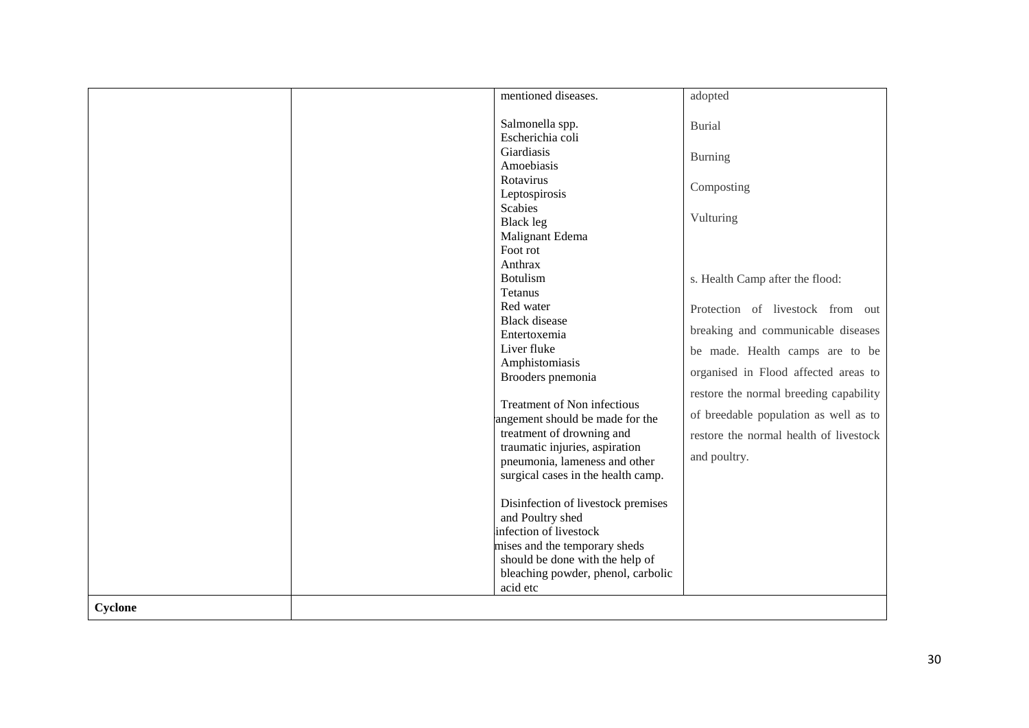| | | | |
|---|---|---|---|
| | | mentioned diseases.<br><br>Salmonella spp.<br>Escherichia coli<br>Giardiasis<br>Amoebiasis<br>Rotavirus<br>Leptospirosis<br>Scabies<br>Black leg<br>Malignant Edema<br>Foot rot<br>Anthrax<br>Botulism<br>Tetanus<br>Red water<br>Black disease<br>Entertoxemia<br>Liver fluke<br>Amphistomiasis<br>Brooders pnemonia<br><br>Treatment of Non infectious<br>rangement should be made for the treatment of drowning and traumatic injuries, aspiration pneumonia, lameness and other surgical cases in the health camp.<br><br>Disinfection of livestock premises and Poultry shed<br>infection of livestock<br>mises and the temporary sheds should be done with the help of bleaching powder, phenol, carbolic acid etc | adopted<br><br>Burial<br><br>Burning<br><br>Composting<br><br>Vulturing<br><br>s. Health Camp after the flood:<br><br>Protection of livestock from out breaking and communicable diseases be made. Health camps are to be organised in Flood affected areas to restore the normal breeding capability of breedable population as well as to restore the normal health of livestock and poultry. |
| **Cyclone** | | | |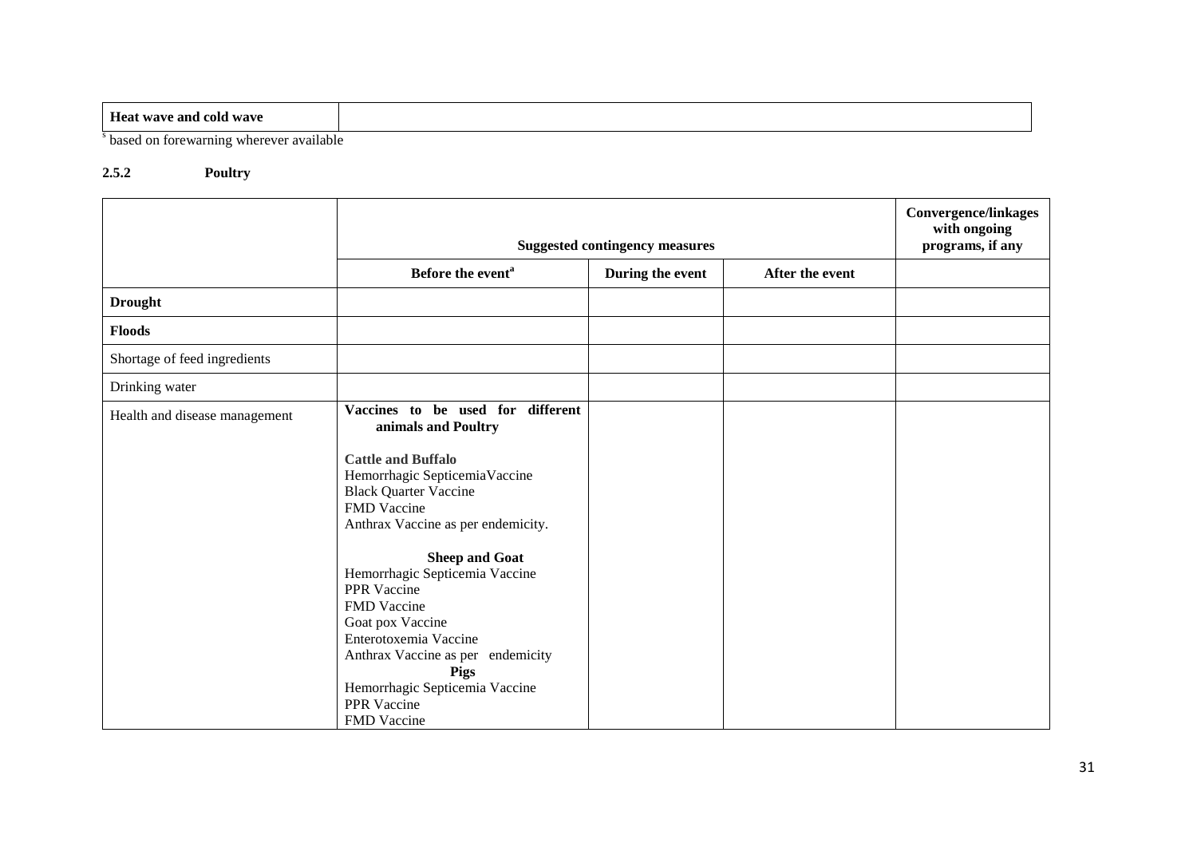| **Heat wave and cold wave** | |
|---|---|

[s] based on forewarning wherever available

**2.5.2 Poultry**

| | **Suggested contingency measures** | | | **Convergence/linkages with ongoing programs, if any** |
|---|---|---|---|---|
| | **Before the event[a]** | **During the event** | **After the event** | |
| **Drought** | | | | |
| **Floods** | | | | |
| Shortage of feed ingredients | | | | |
| Drinking water | | | | |
| Health and disease management | **Vaccines to be used for different animals and Poultry**<br><br>**Cattle and Buffalo**<br>Hemorrhagic SepticemiaVaccine<br>Black Quarter Vaccine<br>FMD Vaccine<br>Anthrax Vaccine as per endemicity.<br><br>**Sheep and Goat**<br>Hemorrhagic Septicemia Vaccine<br>PPR Vaccine<br>FMD Vaccine<br>Goat pox Vaccine<br>Enterotoxemia Vaccine<br>Anthrax Vaccine as per endemicity<br>**Pigs**<br>Hemorrhagic Septicemia Vaccine<br>PPR Vaccine<br>FMD Vaccine | | | |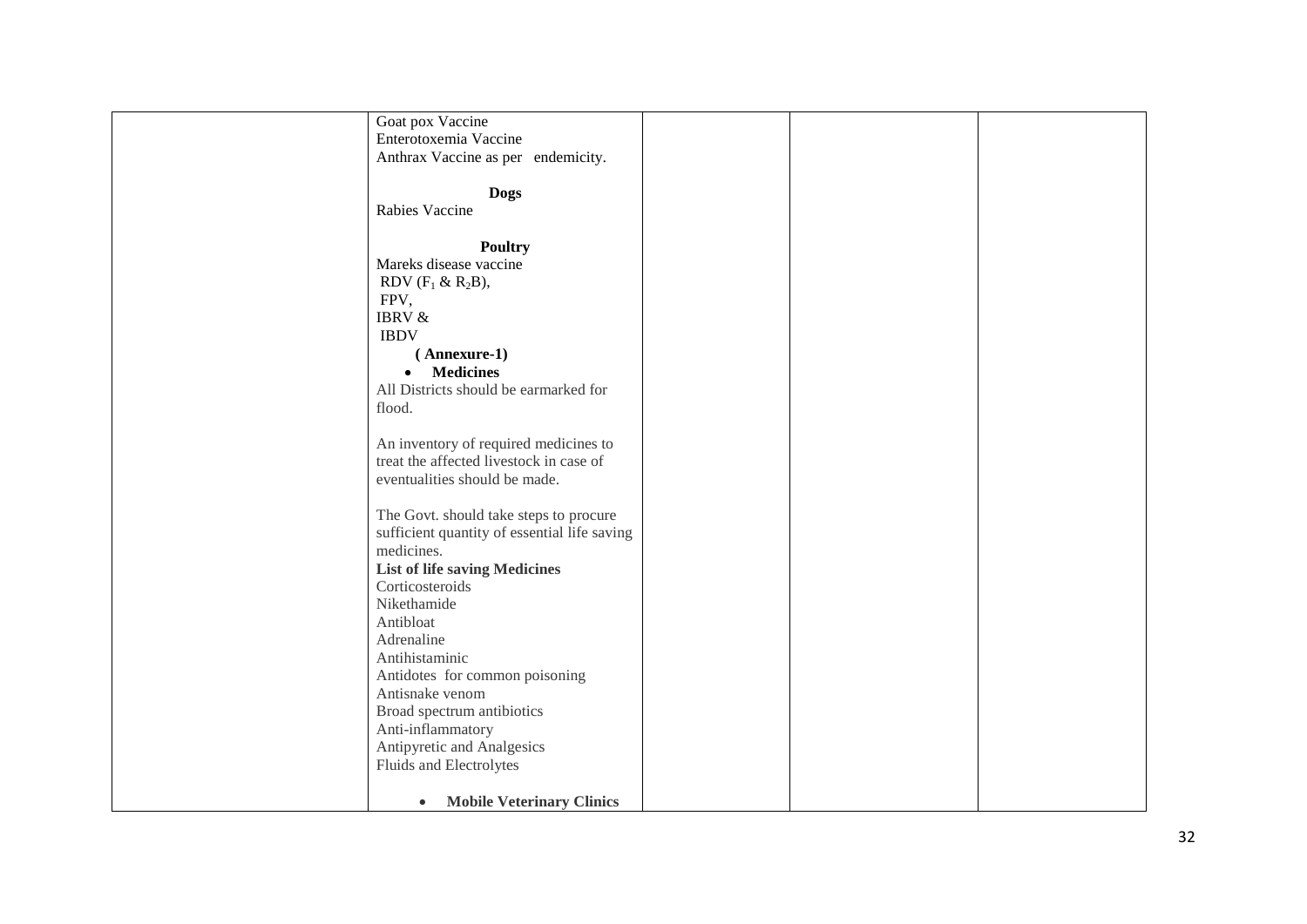|  | Goat pox Vaccine<br>Enterotoxemia Vaccine<br>Anthrax Vaccine as per endemicity.<br><br>**Dogs**<br>Rabies Vaccine<br><br>**Poultry**<br>Mareks disease vaccine<br>RDV ($F_1$ & $R_2B$),<br>FPV,<br>IBRV &<br>IBDV<br>**( Annexure-1)**<br>• **Medicines**<br>All Districts should be earmarked for flood.<br><br>An inventory of required medicines to treat the affected livestock in case of eventualities should be made.<br><br>The Govt. should take steps to procure sufficient quantity of essential life saving medicines.<br>**List of life saving Medicines**<br>Corticosteroids<br>Nikethamide<br>Antibloat<br>Adrenaline<br>Antihistaminic<br>Antidotes for common poisoning<br>Antisnake venom<br>Broad spectrum antibiotics<br>Anti-inflammatory<br>Antipyretic and Analgesics<br>Fluids and Electrolytes<br><br>• **Mobile Veterinary Clinics** |  |  |  |
|---|---|---|---|---|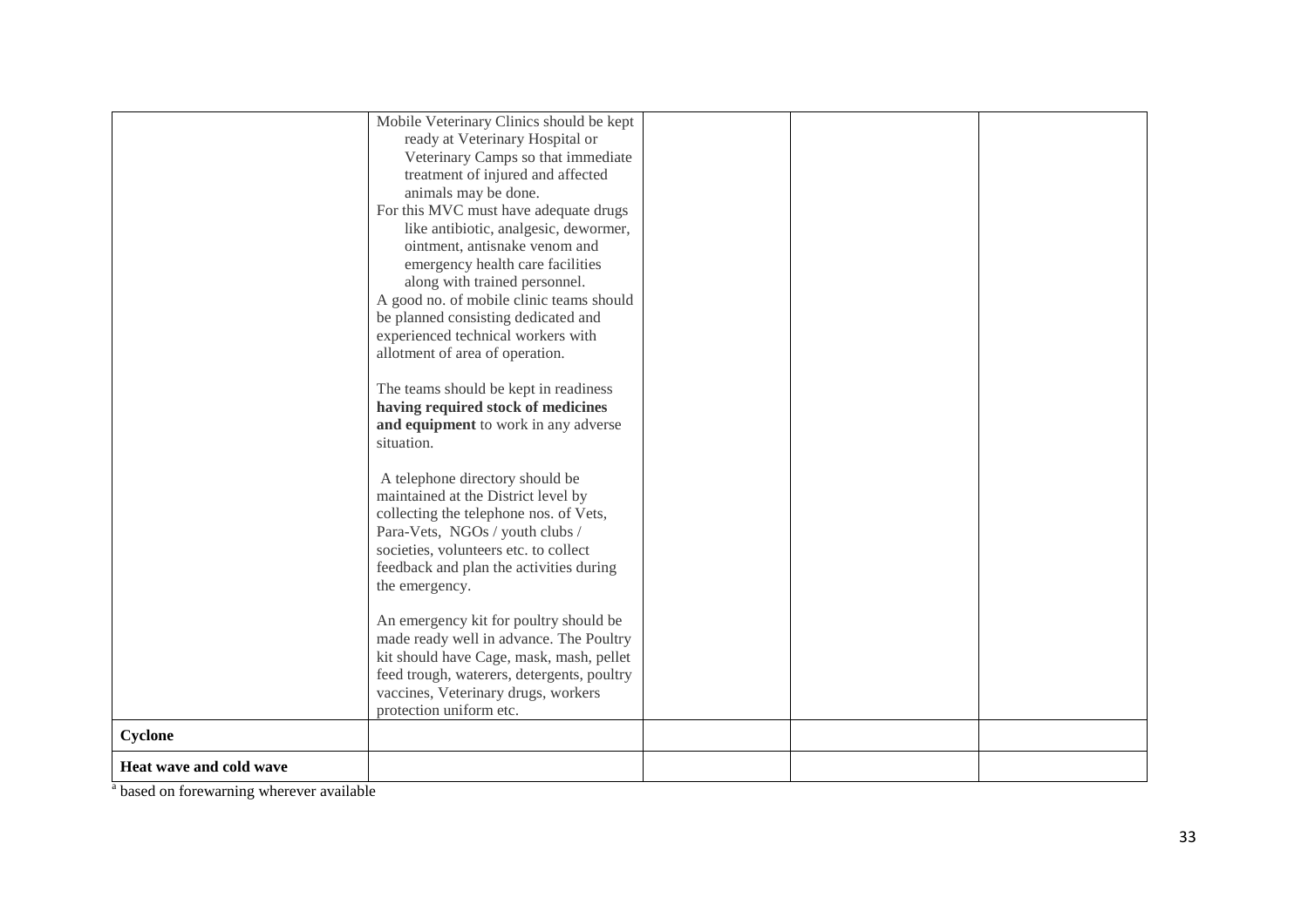| | | | | |
|---|---|---|---|---|
| | Mobile Veterinary Clinics should be kept ready at Veterinary Hospital or Veterinary Camps so that immediate treatment of injured and affected animals may be done.<br>For this MVC must have adequate drugs like antibiotic, analgesic, dewormer, ointment, antisnake venom and emergency health care facilities along with trained personnel.<br>A good no. of mobile clinic teams should be planned consisting dedicated and experienced technical workers with allotment of area of operation.<br><br>The teams should be kept in readiness **having required stock of medicines and equipment** to work in any adverse situation.<br><br>A telephone directory should be maintained at the District level by collecting the telephone nos. of Vets, Para-Vets, NGOs / youth clubs / societies, volunteers etc. to collect feedback and plan the activities during the emergency.<br><br>An emergency kit for poultry should be made ready well in advance. The Poultry kit should have Cage, mask, mash, pellet feed trough, waterers, detergents, poultry vaccines, Veterinary drugs, workers protection uniform etc. | | | |
| **Cyclone** | | | | |
| **Heat wave and cold wave** | | | | |

[a] based on forewarning wherever available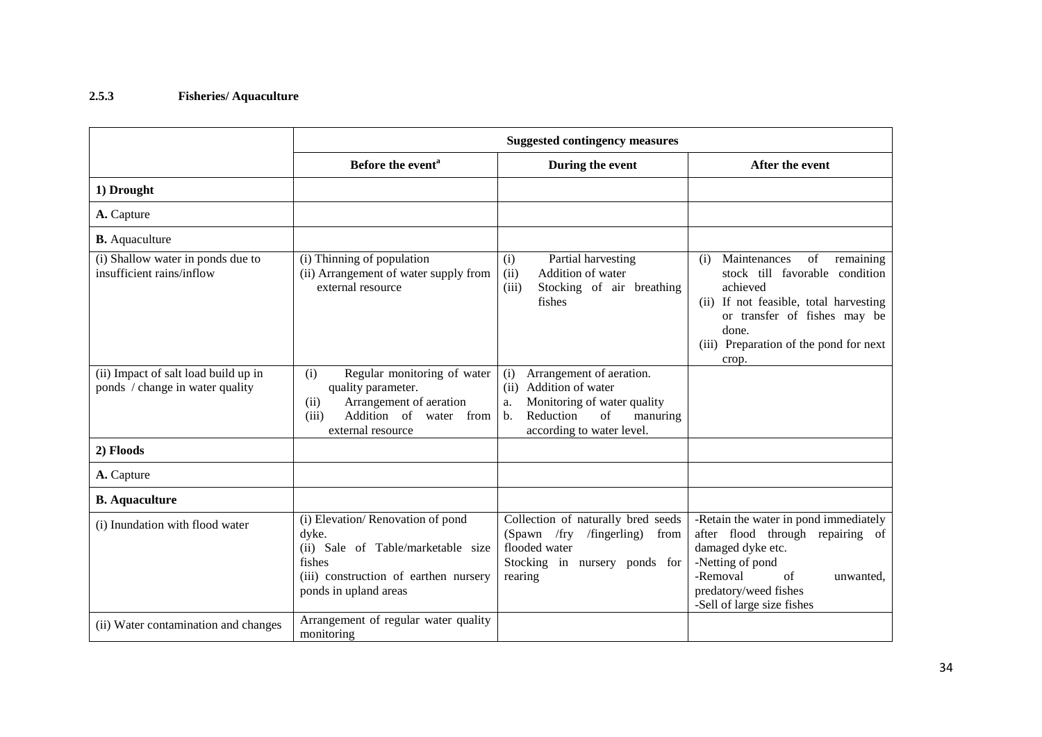### 2.5.3 Fisheries/ Aquaculture

| | Suggested contingency measures | | |
|---|---|---|---|
| | **Before the event[a]** | **During the event** | **After the event** |
| **1) Drought** | | | |
| **A.** Capture | | | |
| **B.** Aquaculture | | | |
| (i) Shallow water in ponds due to insufficient rains/inflow | (i) Thinning of population<br>(ii) Arrangement of water supply from external resource | (i) Partial harvesting<br>(ii) Addition of water<br>(iii) Stocking of air breathing fishes | (i) Maintenances of remaining stock till favorable condition achieved<br>(ii) If not feasible, total harvesting or transfer of fishes may be done.<br>(iii) Preparation of the pond for next crop. |
| (ii) Impact of salt load build up in ponds / change in water quality | (i) Regular monitoring of water quality parameter.<br>(ii) Arrangement of aeration<br>(iii) Addition of water from external resource | (i) Arrangement of aeration.<br>(ii) Addition of water<br>a. Monitoring of water quality<br>b. Reduction of manuring according to water level. | |
| **2) Floods** | | | |
| **A.** Capture | | | |
| **B. Aquaculture** | | | |
| (i) Inundation with flood water | (i) Elevation/ Renovation of pond dyke.<br>(ii) Sale of Table/marketable size fishes<br>(iii) construction of earthen nursery ponds in upland areas | Collection of naturally bred seeds (Spawn /fry /fingerling) from flooded water<br>Stocking in nursery ponds for rearing | -Retain the water in pond immediately after flood through repairing of damaged dyke etc.<br>-Netting of pond<br>-Removal of unwanted, predatory/weed fishes<br>-Sell of large size fishes |
| (ii) Water contamination and changes | Arrangement of regular water quality monitoring | | |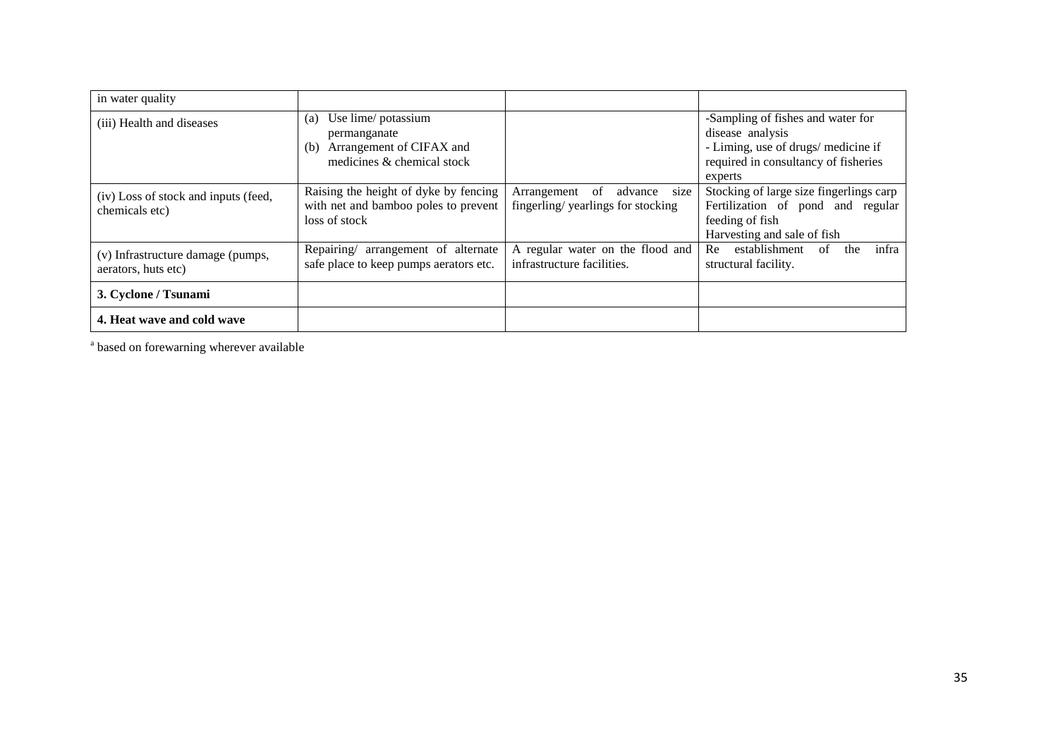| | | | |
|---|---|---|---|
| in water quality | | | |
| (iii) Health and diseases | (a) Use lime/ potassium permanganate<br>(b) Arrangement of CIFAX and medicines & chemical stock | | -Sampling of fishes and water for disease analysis<br>- Liming, use of drugs/ medicine if required in consultancy of fisheries experts |
| (iv) Loss of stock and inputs (feed, chemicals etc) | Raising the height of dyke by fencing with net and bamboo poles to prevent loss of stock | Arrangement of advance size fingerling/ yearlings for stocking | Stocking of large size fingerlings carp<br>Fertilization of pond and regular feeding of fish<br>Harvesting and sale of fish |
| (v) Infrastructure damage (pumps, aerators, huts etc) | Repairing/ arrangement of alternate safe place to keep pumps aerators etc. | A regular water on the flood and infrastructure facilities. | Re establishment of the infra structural facility. |
| **3. Cyclone / Tsunami** | | | |
| **4. Heat wave and cold wave** | | | |

[a] based on forewarning wherever available